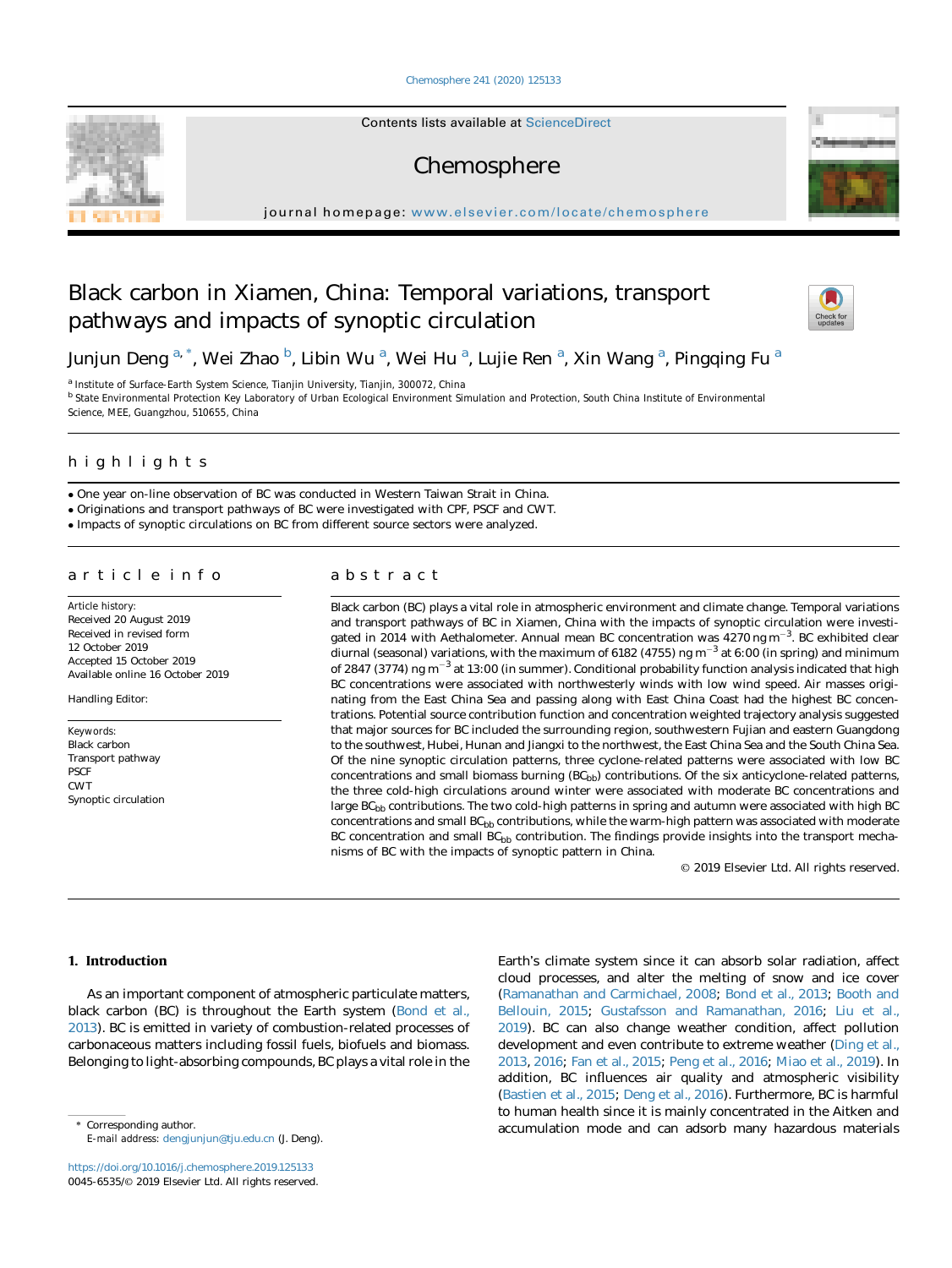Contents lists available at ScienceDirect

# Chemosphere

journal homepage: www.elsevier.com/locate/chemosphere

# Black carbon in Xiamen, China: Temporal variations, transport pathways and impacts of synoptic circulation

Junjun Deng [a,*], Wei Zhao [b], Libin Wu [a], Wei Hu [a], Lujie Ren [a], Xin Wang [a], Pingqing Fu [a]

[a] Institute of Surface-Earth System Science, Tianjin University, Tianjin, 300072, China

[b] State Environmental Protection Key Laboratory of Urban Ecological Environment Simulation and Protection, South China Institute of Environmental Science, MEE, Guangzhou, 510655, China

## highlights

- One year on-line observation of BC was conducted in Western Taiwan Strait in China.
- Originations and transport pathways of BC were investigated with CPF, PSCF and CWT.
- Impacts of synoptic circulations on BC from different source sectors were analyzed.

## article info

Article history:
Received 20 August 2019
Received in revised form
12 October 2019
Accepted 15 October 2019
Available online 16 October 2019

Handling Editor:

Keywords:
Black carbon
Transport pathway
PSCF
CWT
Synoptic circulation

## abstract

Black carbon (BC) plays a vital role in atmospheric environment and climate change. Temporal variations and transport pathways of BC in Xiamen, China with the impacts of synoptic circulation were investigated in 2014 with Aethalometer. Annual mean BC concentration was 4270 ng $m^{-3}$. BC exhibited clear diurnal (seasonal) variations, with the maximum of 6182 (4755) ng $m^{-3}$ at 6:00 (in spring) and minimum of 2847 (3774) ng $m^{-3}$ at 13:00 (in summer). Conditional probability function analysis indicated that high BC concentrations were associated with northwesterly winds with low wind speed. Air masses originating from the East China Sea and passing along with East China Coast had the highest BC concentrations. Potential source contribution function and concentration weighted trajectory analysis suggested that major sources for BC included the surrounding region, southwestern Fujian and eastern Guangdong to the southwest, Hubei, Hunan and Jiangxi to the northwest, the East China Sea and the South China Sea. Of the nine synoptic circulation patterns, three cyclone-related patterns were associated with low BC concentrations and small biomass burning ($BC_{bb}$) contributions. Of the six anticyclone-related patterns, the three cold-high circulations around winter were associated with moderate BC concentrations and large $BC_{bb}$ contributions. The two cold-high patterns in spring and autumn were associated with high BC concentrations and small $BC_{bb}$ contributions, while the warm-high pattern was associated with moderate BC concentration and small $BC_{bb}$ contribution. The findings provide insights into the transport mechanisms of BC with the impacts of synoptic pattern in China.

© 2019 Elsevier Ltd. All rights reserved.

## 1. Introduction

As an important component of atmospheric particulate matters, black carbon (BC) is throughout the Earth system (Bond et al., 2013). BC is emitted in variety of combustion-related processes of carbonaceous matters including fossil fuels, biofuels and biomass. Belonging to light-absorbing compounds, BC plays a vital role in the Earth's climate system since it can absorb solar radiation, affect cloud processes, and alter the melting of snow and ice cover (Ramanathan and Carmichael, 2008; Bond et al., 2013; Booth and Bellouin, 2015; Gustafsson and Ramanathan, 2016; Liu et al., 2019). BC can also change weather condition, affect pollution development and even contribute to extreme weather (Ding et al., 2013, 2016; Fan et al., 2015; Peng et al., 2016; Miao et al., 2019). In addition, BC influences air quality and atmospheric visibility (Bastien et al., 2015; Deng et al., 2016). Furthermore, BC is harmful to human health since it is mainly concentrated in the Aitken and accumulation mode and can adsorb many hazardous materials

* Corresponding author.
E-mail address: dengjunjun@tju.edu.cn (J. Deng).

https://doi.org/10.1016/j.chemosphere.2019.125133
0045-6535/© 2019 Elsevier Ltd. All rights reserved.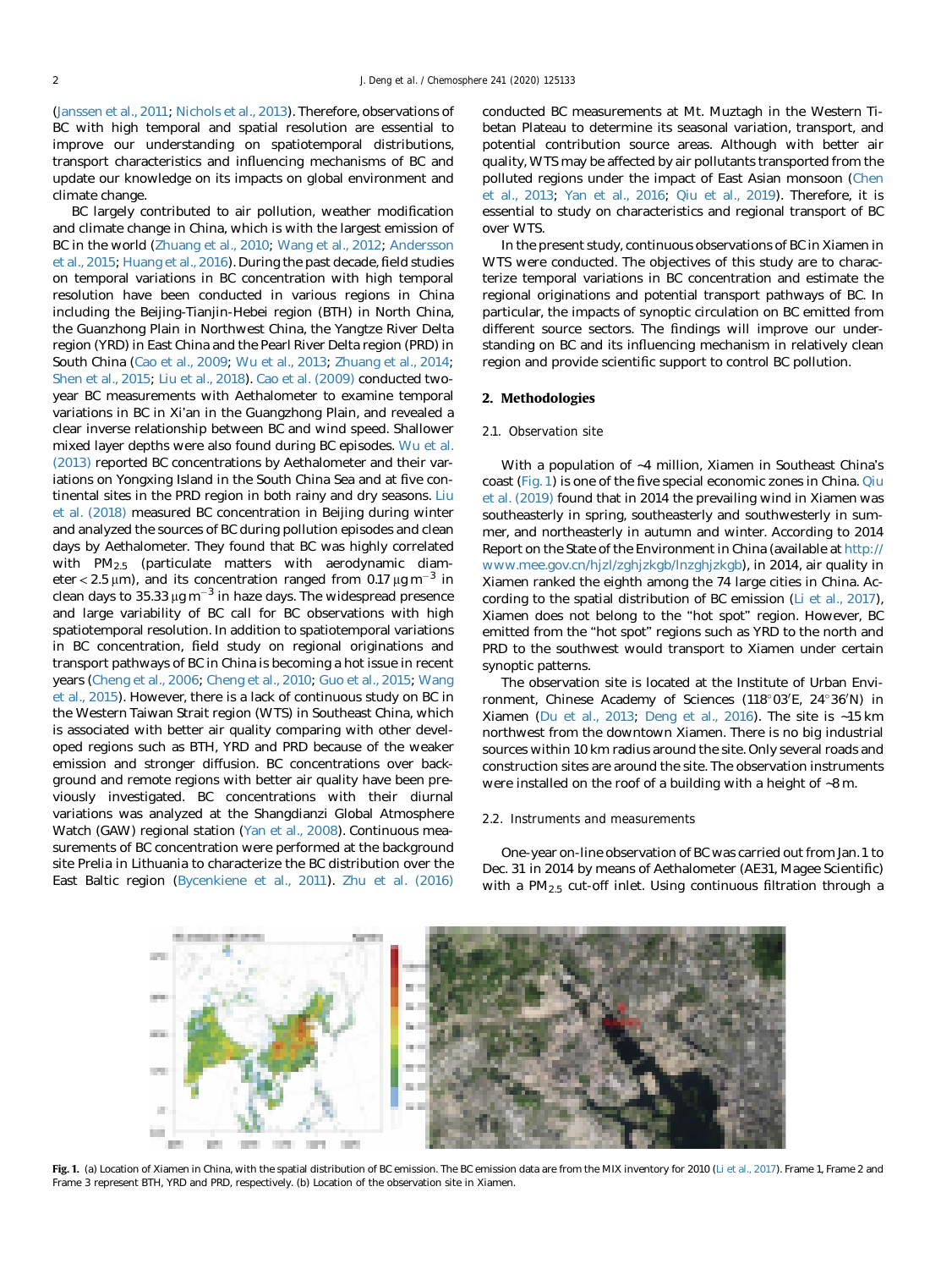(Janssen et al., 2011; Nichols et al., 2013). Therefore, observations of BC with high temporal and spatial resolution are essential to improve our understanding on spatiotemporal distributions, transport characteristics and influencing mechanisms of BC and update our knowledge on its impacts on global environment and climate change.

BC largely contributed to air pollution, weather modification and climate change in China, which is with the largest emission of BC in the world (Zhuang et al., 2010; Wang et al., 2012; Andersson et al., 2015; Huang et al., 2016). During the past decade, field studies on temporal variations in BC concentration with high temporal resolution have been conducted in various regions in China including the Beijing-Tianjin-Hebei region (BTH) in North China, the Guanzhong Plain in Northwest China, the Yangtze River Delta region (YRD) in East China and the Pearl River Delta region (PRD) in South China (Cao et al., 2009; Wu et al., 2013; Zhuang et al., 2014; Shen et al., 2015; Liu et al., 2018). Cao et al. (2009) conducted two-year BC measurements with Aethalometer to examine temporal variations in BC in Xi'an in the Guangzhong Plain, and revealed a clear inverse relationship between BC and wind speed. Shallower mixed layer depths were also found during BC episodes. Wu et al. (2013) reported BC concentrations by Aethalometer and their variations on Yongxing Island in the South China Sea and at five continental sites in the PRD region in both rainy and dry seasons. Liu et al. (2018) measured BC concentration in Beijing during winter and analyzed the sources of BC during pollution episodes and clean days by Aethalometer. They found that BC was highly correlated with $PM_{2.5}$ (particulate matters with aerodynamic diameter < 2.5 μm), and its concentration ranged from 0.17 μg m$^{-3}$ in clean days to 35.33 μg m$^{-3}$ in haze days. The widespread presence and large variability of BC call for BC observations with high spatiotemporal resolution. In addition to spatiotemporal variations in BC concentration, field study on regional originations and transport pathways of BC in China is becoming a hot issue in recent years (Cheng et al., 2006; Cheng et al., 2010; Guo et al., 2015; Wang et al., 2015). However, there is a lack of continuous study on BC in the Western Taiwan Strait region (WTS) in Southeast China, which is associated with better air quality comparing with other developed regions such as BTH, YRD and PRD because of the weaker emission and stronger diffusion. BC concentrations over background and remote regions with better air quality have been previously investigated. BC concentrations with their diurnal variations was analyzed at the Shangdianzi Global Atmosphere Watch (GAW) regional station (Yan et al., 2008). Continuous measurements of BC concentration were performed at the background site Prelia in Lithuania to characterize the BC distribution over the East Baltic region (Bycenkiene et al., 2011). Zhu et al. (2016) conducted BC measurements at Mt. Muztagh in the Western Tibetan Plateau to determine its seasonal variation, transport, and potential contribution source areas. Although with better air quality, WTS may be affected by air pollutants transported from the polluted regions under the impact of East Asian monsoon (Chen et al., 2013; Yan et al., 2016; Qiu et al., 2019). Therefore, it is essential to study on characteristics and regional transport of BC over WTS.

In the present study, continuous observations of BC in Xiamen in WTS were conducted. The objectives of this study are to characterize temporal variations in BC concentration and estimate the regional originations and potential transport pathways of BC. In particular, the impacts of synoptic circulation on BC emitted from different source sectors. The findings will improve our understanding on BC and its influencing mechanism in relatively clean region and provide scientific support to control BC pollution.

## 2. Methodologies

### 2.1. Observation site

With a population of ~4 million, Xiamen in Southeast China's coast (Fig. 1) is one of the five special economic zones in China. Qiu et al. (2019) found that in 2014 the prevailing wind in Xiamen was southeasterly in spring, southeasterly and southwesterly in summer, and northeasterly in autumn and winter. According to 2014 Report on the State of the Environment in China (available at http://www.mee.gov.cn/hjzl/zghjzkgb/lnzghjzkgb), in 2014, air quality in Xiamen ranked the eighth among the 74 large cities in China. According to the spatial distribution of BC emission (Li et al., 2017), Xiamen does not belong to the "hot spot" region. However, BC emitted from the "hot spot" regions such as YRD to the north and PRD to the southwest would transport to Xiamen under certain synoptic patterns.

The observation site is located at the Institute of Urban Environment, Chinese Academy of Sciences (118°03′E, 24°36′N) in Xiamen (Du et al., 2013; Deng et al., 2016). The site is ~15 km northwest from the downtown Xiamen. There is no big industrial sources within 10 km radius around the site. Only several roads and construction sites are around the site. The observation instruments were installed on the roof of a building with a height of ~8 m.

### 2.2. Instruments and measurements

One-year on-line observation of BC was carried out from Jan. 1 to Dec. 31 in 2014 by means of Aethalometer (AE31, Magee Scientific) with a $PM_{2.5}$ cut-off inlet. Using continuous filtration through a

**Fig. 1.** (a) Location of Xiamen in China, with the spatial distribution of BC emission. The BC emission data are from the MIX inventory for 2010 (Li et al., 2017). Frame 1, Frame 2 and Frame 3 represent BTH, YRD and PRD, respectively. (b) Location of the observation site in Xiamen.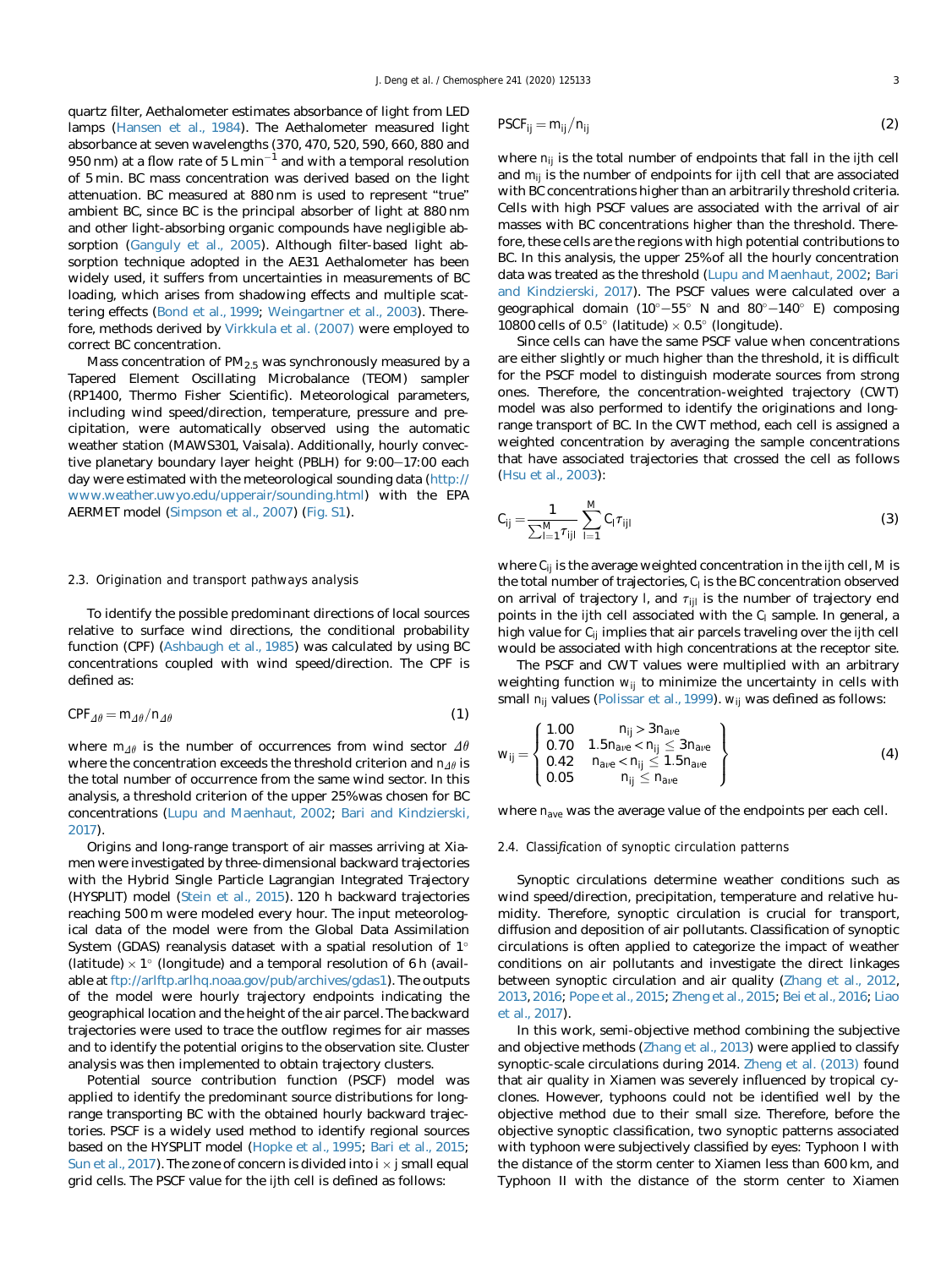quartz filter, Aethalometer estimates absorbance of light from LED lamps (Hansen et al., 1984). The Aethalometer measured light absorbance at seven wavelengths (370, 470, 520, 590, 660, 880 and 950 nm) at a flow rate of 5 L $min^{-1}$ and with a temporal resolution of 5 min. BC mass concentration was derived based on the light attenuation. BC measured at 880 nm is used to represent "true" ambient BC, since BC is the principal absorber of light at 880 nm and other light-absorbing organic compounds have negligible absorption (Ganguly et al., 2005). Although filter-based light absorption technique adopted in the AE31 Aethalometer has been widely used, it suffers from uncertainties in measurements of BC loading, which arises from shadowing effects and multiple scattering effects (Bond et al., 1999; Weingartner et al., 2003). Therefore, methods derived by Virkkula et al. (2007) were employed to correct BC concentration.

Mass concentration of $PM_{2.5}$ was synchronously measured by a Tapered Element Oscillating Microbalance (TEOM) sampler (RP1400, Thermo Fisher Scientific). Meteorological parameters, including wind speed/direction, temperature, pressure and precipitation, were automatically observed using the automatic weather station (MAWS301, Vaisala). Additionally, hourly convective planetary boundary layer height (PBLH) for 9:00–17:00 each day were estimated with the meteorological sounding data (http://www.weather.uwyo.edu/upperair/sounding.html) with the EPA AERMET model (Simpson et al., 2007) (Fig. S1).

### 2.3. Origination and transport pathways analysis

To identify the possible predominant directions of local sources relative to surface wind directions, the conditional probability function (CPF) (Ashbaugh et al., 1985) was calculated by using BC concentrations coupled with wind speed/direction. The CPF is defined as:

$$CPF_{\Delta\theta} = m_{\Delta\theta}/n_{\Delta\theta} \tag{1}$$

where $m_{\Delta\theta}$ is the number of occurrences from wind sector $\Delta\theta$ where the concentration exceeds the threshold criterion and $n_{\Delta\theta}$ is the total number of occurrence from the same wind sector. In this analysis, a threshold criterion of the upper 25%was chosen for BC concentrations (Lupu and Maenhaut, 2002; Bari and Kindzierski, 2017).

Origins and long-range transport of air masses arriving at Xiamen were investigated by three-dimensional backward trajectories with the Hybrid Single Particle Lagrangian Integrated Trajectory (HYSPLIT) model (Stein et al., 2015). 120 h backward trajectories reaching 500 m were modeled every hour. The input meteorological data of the model were from the Global Data Assimilation System (GDAS) reanalysis dataset with a spatial resolution of 1° (latitude) × 1° (longitude) and a temporal resolution of 6 h (available at ftp://arlftp.arlhq.noaa.gov/pub/archives/gdas1). The outputs of the model were hourly trajectory endpoints indicating the geographical location and the height of the air parcel. The backward trajectories were used to trace the outflow regimes for air masses and to identify the potential origins to the observation site. Cluster analysis was then implemented to obtain trajectory clusters.

Potential source contribution function (PSCF) model was applied to identify the predominant source distributions for long-range transporting BC with the obtained hourly backward trajectories. PSCF is a widely used method to identify regional sources based on the HYSPLIT model (Hopke et al., 1995; Bari et al., 2015; Sun et al., 2017). The zone of concern is divided into i × j small equal grid cells. The PSCF value for the ijth cell is defined as follows:

$$PSCF_{ij} = m_{ij}/n_{ij} \tag{2}$$

where $n_{ij}$ is the total number of endpoints that fall in the ijth cell and $m_{ij}$ is the number of endpoints for ijth cell that are associated with BC concentrations higher than an arbitrarily threshold criteria. Cells with high PSCF values are associated with the arrival of air masses with BC concentrations higher than the threshold. Therefore, these cells are the regions with high potential contributions to BC. In this analysis, the upper 25%of all the hourly concentration data was treated as the threshold (Lupu and Maenhaut, 2002; Bari and Kindzierski, 2017). The PSCF values were calculated over a geographical domain (10°–55° N and 80°–140° E) composing 10800 cells of 0.5° (latitude) × 0.5° (longitude).

Since cells can have the same PSCF value when concentrations are either slightly or much higher than the threshold, it is difficult for the PSCF model to distinguish moderate sources from strong ones. Therefore, the concentration-weighted trajectory (CWT) model was also performed to identify the originations and long-range transport of BC. In the CWT method, each cell is assigned a weighted concentration by averaging the sample concentrations that have associated trajectories that crossed the cell as follows (Hsu et al., 2003):

$$C_{ij} = \frac{1}{\sum_{l=1}^{M} \tau_{ijl}} \sum_{l=1}^{M} C_l \tau_{ijl} \tag{3}$$

where $C_{ij}$ is the average weighted concentration in the ijth cell, M is the total number of trajectories, $C_l$ is the BC concentration observed on arrival of trajectory l, and $\tau_{ijl}$ is the number of trajectory end points in the ijth cell associated with the $C_l$ sample. In general, a high value for $C_{ij}$ implies that air parcels traveling over the ijth cell would be associated with high concentrations at the receptor site.

The PSCF and CWT values were multiplied with an arbitrary weighting function $w_{ij}$ to minimize the uncertainty in cells with small $n_{ij}$ values (Polissar et al., 1999). $w_{ij}$ was defined as follows:

$$w_{ij} = \left\{ \begin{array}{ll} 1.00 & n_{ij} > 3n_{ave} \\ 0.70 & 1.5n_{ave} < n_{ij} \le 3n_{ave} \\ 0.42 & n_{ave} < n_{ij} \le 1.5n_{ave} \\ 0.05 & n_{ij} \le n_{ave} \end{array} \right\} \tag{4}$$

where $n_{ave}$ was the average value of the endpoints per each cell.

### 2.4. Classification of synoptic circulation patterns

Synoptic circulations determine weather conditions such as wind speed/direction, precipitation, temperature and relative humidity. Therefore, synoptic circulation is crucial for transport, diffusion and deposition of air pollutants. Classification of synoptic circulations is often applied to categorize the impact of weather conditions on air pollutants and investigate the direct linkages between synoptic circulation and air quality (Zhang et al., 2012, 2013, 2016; Pope et al., 2015; Zheng et al., 2015; Bei et al., 2016; Liao et al., 2017).

In this work, semi-objective method combining the subjective and objective methods (Zhang et al., 2013) were applied to classify synoptic-scale circulations during 2014. Zheng et al. (2013) found that air quality in Xiamen was severely influenced by tropical cyclones. However, typhoons could not be identified well by the objective method due to their small size. Therefore, before the objective synoptic classification, two synoptic patterns associated with typhoon were subjectively classified by eyes: Typhoon I with the distance of the storm center to Xiamen less than 600 km, and Typhoon II with the distance of the storm center to Xiamen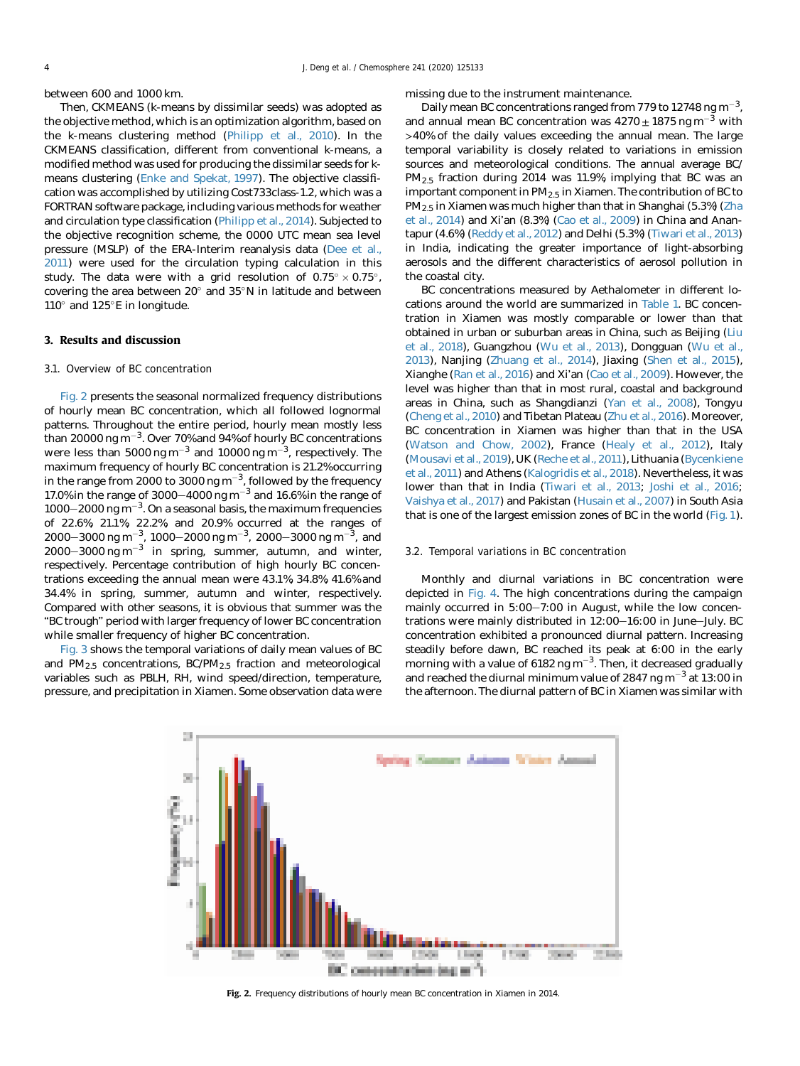between 600 and 1000 km.

Then, CKMEANS (k-means by dissimilar seeds) was adopted as the objective method, which is an optimization algorithm, based on the k-means clustering method (Philipp et al., 2010). In the CKMEANS classification, different from conventional k-means, a modified method was used for producing the dissimilar seeds for k-means clustering (Enke and Spekat, 1997). The objective classification was accomplished by utilizing Cost733class-1.2, which was a FORTRAN software package, including various methods for weather and circulation type classification (Philipp et al., 2014). Subjected to the objective recognition scheme, the 0000 UTC mean sea level pressure (MSLP) of the ERA-Interim reanalysis data (Dee et al., 2011) were used for the circulation typing calculation in this study. The data were with a grid resolution of $0.75° \times 0.75°$, covering the area between 20° and 35°N in latitude and between 110° and 125°E in longitude.

## 3. Results and discussion

### 3.1. Overview of BC concentration

Fig. 2 presents the seasonal normalized frequency distributions of hourly mean BC concentration, which all followed lognormal patterns. Throughout the entire period, hourly mean mostly less than 20000 ng $m^{-3}$. Over 70% and 94% of hourly BC concentrations were less than 5000 ng $m^{-3}$ and 10000 ng $m^{-3}$, respectively. The maximum frequency of hourly BC concentration is 21.2% occurring in the range from 2000 to 3000 ng $m^{-3}$, followed by the frequency 17.0% in the range of 3000−4000 ng $m^{-3}$ and 16.6% in the range of 1000−2000 ng $m^{-3}$. On a seasonal basis, the maximum frequencies of 22.6%, 21.1%, 22.2%, and 20.9% occurred at the ranges of 2000−3000 ng $m^{-3}$, 1000−2000 ng $m^{-3}$, 2000−3000 ng $m^{-3}$, and 2000−3000 ng $m^{-3}$ in spring, summer, autumn, and winter, respectively. Percentage contribution of high hourly BC concentrations exceeding the annual mean were 43.1%, 34.8%, 41.6% and 34.4% in spring, summer, autumn and winter, respectively. Compared with other seasons, it is obvious that summer was the "BC trough" period with larger frequency of lower BC concentration while smaller frequency of higher BC concentration.

Fig. 3 shows the temporal variations of daily mean values of BC and $PM_{2.5}$ concentrations, BC/$PM_{2.5}$ fraction and meteorological variables such as PBLH, RH, wind speed/direction, temperature, pressure, and precipitation in Xiamen. Some observation data were missing due to the instrument maintenance.

Daily mean BC concentrations ranged from 779 to 12748 ng $m^{-3}$, and annual mean BC concentration was 4270 ± 1875 ng $m^{-3}$ with >40% of the daily values exceeding the annual mean. The large temporal variability is closely related to variations in emission sources and meteorological conditions. The annual average BC/$PM_{2.5}$ fraction during 2014 was 11.9%, implying that BC was an important component in $PM_{2.5}$ in Xiamen. The contribution of BC to $PM_{2.5}$ in Xiamen was much higher than that in Shanghai (5.3%) (Zha et al., 2014) and Xi'an (8.3%) (Cao et al., 2009) in China and Anantapur (4.6%) (Reddy et al., 2012) and Delhi (5.3%) (Tiwari et al., 2013) in India, indicating the greater importance of light-absorbing aerosols and the different characteristics of aerosol pollution in the coastal city.

BC concentrations measured by Aethalometer in different locations around the world are summarized in Table 1. BC concentration in Xiamen was mostly comparable or lower than that obtained in urban or suburban areas in China, such as Beijing (Liu et al., 2018), Guangzhou (Wu et al., 2013), Dongguan (Wu et al., 2013), Nanjing (Zhuang et al., 2014), Jiaxing (Shen et al., 2015), Xianghe (Ran et al., 2016) and Xi'an (Cao et al., 2009). However, the level was higher than that in most rural, coastal and background areas in China, such as Shangdianzi (Yan et al., 2008), Tongyu (Cheng et al., 2010) and Tibetan Plateau (Zhu et al., 2016). Moreover, BC concentration in Xiamen was higher than that in the USA (Watson and Chow, 2002), France (Healy et al., 2012), Italy (Mousavi et al., 2019), UK (Reche et al., 2011), Lithuania (Bycenkiene et al., 2011) and Athens (Kalogridis et al., 2018). Nevertheless, it was lower than that in India (Tiwari et al., 2013; Joshi et al., 2016; Vaishya et al., 2017) and Pakistan (Husain et al., 2007) in South Asia that is one of the largest emission zones of BC in the world (Fig. 1).

### 3.2. Temporal variations in BC concentration

Monthly and diurnal variations in BC concentration were depicted in Fig. 4. The high concentrations during the campaign mainly occurred in 5:00−7:00 in August, while the low concentrations were mainly distributed in 12:00−16:00 in June−July. BC concentration exhibited a pronounced diurnal pattern. Increasing steadily before dawn, BC reached its peak at 6:00 in the early morning with a value of 6182 ng $m^{-3}$. Then, it decreased gradually and reached the diurnal minimum value of 2847 ng $m^{-3}$ at 13:00 in the afternoon. The diurnal pattern of BC in Xiamen was similar with

**Fig. 2.** Frequency distributions of hourly mean BC concentration in Xiamen in 2014.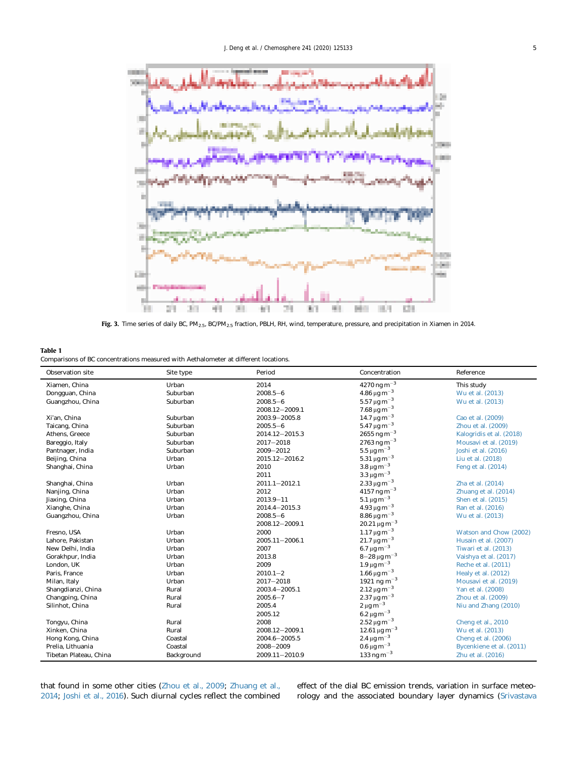Fig. 3. Time series of daily BC, $PM_{2.5}$, BC/$PM_{2.5}$ fraction, PBLH, RH, wind, temperature, pressure, and precipitation in Xiamen in 2014.

**Table 1**

Comparisons of BC concentrations measured with Aethalometer at different locations.

| Observation site | Site type | Period | Concentration | Reference |
|---|---|---|---|---|
| Xiamen, China | Urban | 2014 | 4270 ng $m^{-3}$ | This study |
| Dongguan, China | Suburban | 2008.5–6 | 4.86 μg $m^{-3}$ | Wu et al. (2013) |
| Guangzhou, China | Suburban | 2008.5–6 | 5.57 μg $m^{-3}$ | Wu et al. (2013) |
| | | 2008.12–2009.1 | 7.68 μg $m^{-3}$ | |
| Xi'an, China | Suburban | 2003.9–2005.8 | 14.7 μg $m^{-3}$ | Cao et al. (2009) |
| Taicang, China | Suburban | 2005.5–6 | 5.47 μg $m^{-3}$ | Zhou et al. (2009) |
| Athens, Greece | Suburban | 2014.12–2015.3 | 2655 ng $m^{-3}$ | Kalogridis et al. (2018) |
| Bareggio, Italy | Suburban | 2017–2018 | 2763 ng $m^{-3}$ | Mousavi et al. (2019) |
| Pantnager, India | Suburban | 2009–2012 | 5.5 μg $m^{-3}$ | Joshi et al. (2016) |
| Beijing, China | Urban | 2015.12–2016.2 | 5.31 μg $m^{-3}$ | Liu et al. (2018) |
| Shanghai, China | Urban | 2010 | 3.8 μg $m^{-3}$ | Feng et al. (2014) |
| | | 2011 | 3.3 μg $m^{-3}$ | |
| Shanghai, China | Urban | 2011.1–2012.1 | 2.33 μg $m^{-3}$ | Zha et al. (2014) |
| Nanjing, China | Urban | 2012 | 4157 ng $m^{-3}$ | Zhuang et al. (2014) |
| Jiaxing, China | Urban | 2013.9–11 | 5.1 μg $m^{-3}$ | Shen et al. (2015) |
| Xianghe, China | Urban | 2014.4–2015.3 | 4.93 μg $m^{-3}$ | Ran et al. (2016) |
| Guangzhou, China | Urban | 2008.5–6 | 8.86 μg $m^{-3}$ | Wu et al. (2013) |
| | | 2008.12–2009.1 | 20.21 μg $m^{-3}$ | |
| Fresno, USA | Urban | 2000 | 1.17 μg $m^{-3}$ | Watson and Chow (2002) |
| Lahore, Pakistan | Urban | 2005.11–2006.1 | 21.7 μg $m^{-3}$ | Husain et al. (2007) |
| New Delhi, India | Urban | 2007 | 6.7 μg $m^{-3}$ | Tiwari et al. (2013) |
| Gorakhpur, India | Urban | 2013.8 | 8–28 μg $m^{-3}$ | Vaishya et al. (2017) |
| London, UK | Urban | 2009 | 1.9 μg $m^{-3}$ | Reche et al. (2011) |
| Paris, France | Urban | 2010.1–2 | 1.66 μg $m^{-3}$ | Healy et al. (2012) |
| Milan, Italy | Urban | 2017–2018 | 1921 ng $m^{-3}$ | Mousavi et al. (2019) |
| Shangdianzi, China | Rural | 2003.4–2005.1 | 2.12 μg $m^{-3}$ | Yan et al. (2008) |
| Changping, China | Rural | 2005.6–7 | 2.37 μg $m^{-3}$ | Zhou et al. (2009) |
| Silinhot, China | Rural | 2005.4 | 2 μg $m^{-3}$ | Niu and Zhang (2010) |
| | | 2005.12 | 6.2 μg $m^{-3}$ | |
| Tongyu, China | Rural | 2008 | 2.52 μg $m^{-3}$ | Cheng et al., 2010 |
| Xinken, China | Rural | 2008.12–2009.1 | 12.61 μg $m^{-3}$ | Wu et al. (2013) |
| Hong Kong, China | Coastal | 2004.6–2005.5 | 2.4 μg $m^{-3}$ | Cheng et al. (2006) |
| Prelia, Lithuania | Coastal | 2008–2009 | 0.6 μg $m^{-3}$ | Bycenkiene et al. (2011) |
| Tibetan Plateau, China | Background | 2009.11–2010.9 | 133 ng $m^{-3}$ | Zhu et al. (2016) |

that found in some other cities (Zhou et al., 2009; Zhuang et al., 2014; Joshi et al., 2016). Such diurnal cycles reflect the combined effect of the dial BC emission trends, variation in surface meteorology and the associated boundary layer dynamics (Srivastava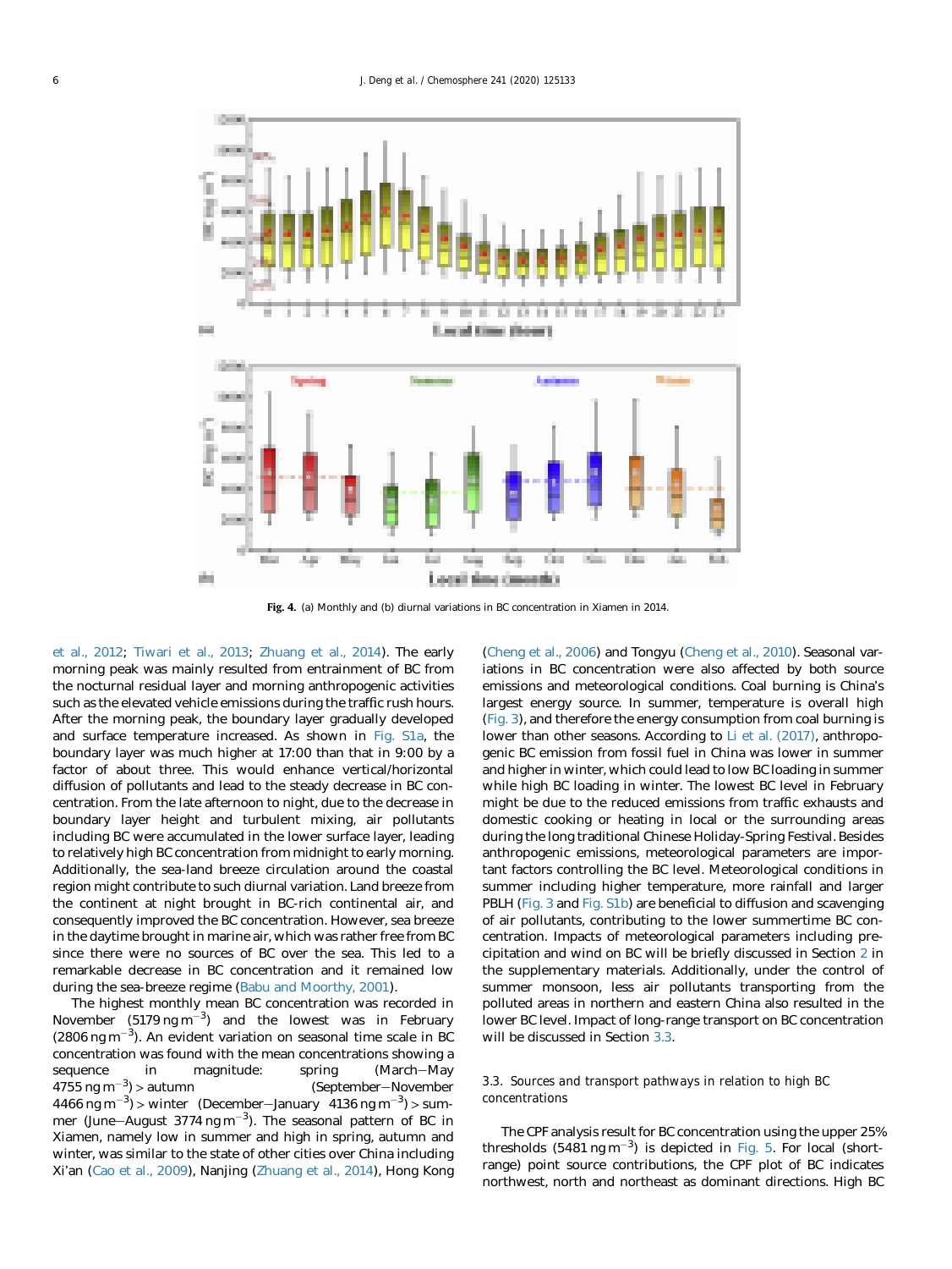Fig. 4. (a) Monthly and (b) diurnal variations in BC concentration in Xiamen in 2014.

et al., 2012; Tiwari et al., 2013; Zhuang et al., 2014). The early morning peak was mainly resulted from entrainment of BC from the nocturnal residual layer and morning anthropogenic activities such as the elevated vehicle emissions during the traffic rush hours. After the morning peak, the boundary layer gradually developed and surface temperature increased. As shown in Fig. S1a, the boundary layer was much higher at 17:00 than that in 9:00 by a factor of about three. This would enhance vertical/horizontal diffusion of pollutants and lead to the steady decrease in BC concentration. From the late afternoon to night, due to the decrease in boundary layer height and turbulent mixing, air pollutants including BC were accumulated in the lower surface layer, leading to relatively high BC concentration from midnight to early morning. Additionally, the sea-land breeze circulation around the coastal region might contribute to such diurnal variation. Land breeze from the continent at night brought in BC-rich continental air, and consequently improved the BC concentration. However, sea breeze in the daytime brought in marine air, which was rather free from BC since there were no sources of BC over the sea. This led to a remarkable decrease in BC concentration and it remained low during the sea-breeze regime (Babu and Moorthy, 2001).

The highest monthly mean BC concentration was recorded in November (5179 ng $m^{-3}$) and the lowest was in February (2806 ng $m^{-3}$). An evident variation on seasonal time scale in BC concentration was found with the mean concentrations showing a sequence in magnitude: spring (March−May 4755 ng $m^{-3}$) > autumn (September−November 4466 ng $m^{-3}$) > winter (December−January 4136 ng $m^{-3}$) > summer (June−August 3774 ng $m^{-3}$). The seasonal pattern of BC in Xiamen, namely low in summer and high in spring, autumn and winter, was similar to the state of other cities over China including Xi'an (Cao et al., 2009), Nanjing (Zhuang et al., 2014), Hong Kong (Cheng et al., 2006) and Tongyu (Cheng et al., 2010). Seasonal variations in BC concentration were also affected by both source emissions and meteorological conditions. Coal burning is China's largest energy source. In summer, temperature is overall high (Fig. 3), and therefore the energy consumption from coal burning is lower than other seasons. According to Li et al. (2017), anthropogenic BC emission from fossil fuel in China was lower in summer and higher in winter, which could lead to low BC loading in summer while high BC loading in winter. The lowest BC level in February might be due to the reduced emissions from traffic exhausts and domestic cooking or heating in local or the surrounding areas during the long traditional Chinese Holiday-Spring Festival. Besides anthropogenic emissions, meteorological parameters are important factors controlling the BC level. Meteorological conditions in summer including higher temperature, more rainfall and larger PBLH (Fig. 3 and Fig. S1b) are beneficial to diffusion and scavenging of air pollutants, contributing to the lower summertime BC concentration. Impacts of meteorological parameters including precipitation and wind on BC will be briefly discussed in Section 2 in the supplementary materials. Additionally, under the control of summer monsoon, less air pollutants transporting from the polluted areas in northern and eastern China also resulted in the lower BC level. Impact of long-range transport on BC concentration will be discussed in Section 3.3.

### 3.3. Sources and transport pathways in relation to high BC concentrations

The CPF analysis result for BC concentration using the upper 25% thresholds (5481 ng $m^{-3}$) is depicted in Fig. 5. For local (short-range) point source contributions, the CPF plot of BC indicates northwest, north and northeast as dominant directions. High BC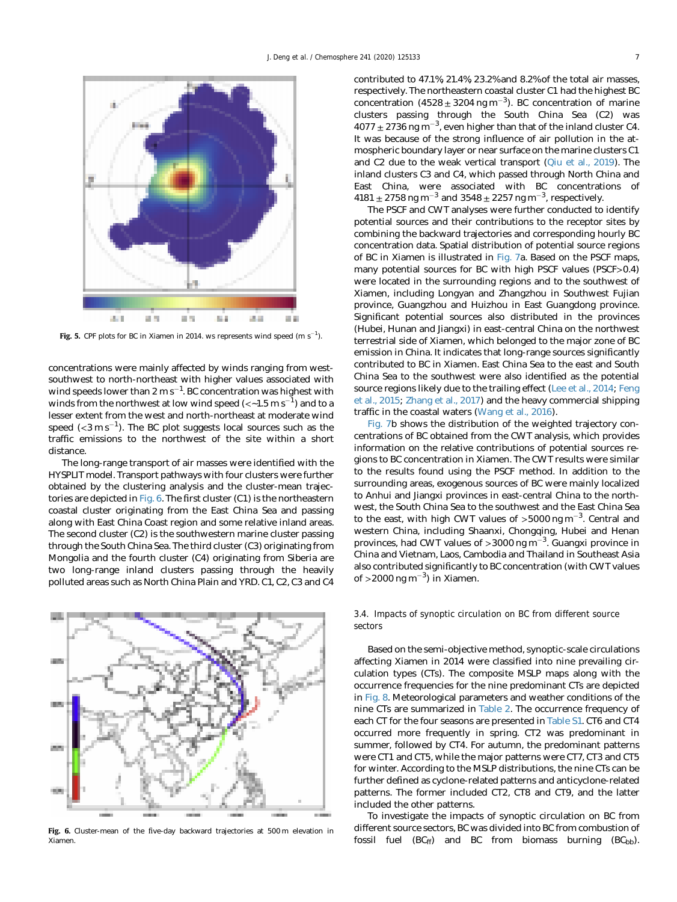Fig. 5. CPF plots for BC in Xiamen in 2014. ws represents wind speed (m $s^{-1}$).

concentrations were mainly affected by winds ranging from west-southwest to north-northeast with higher values associated with wind speeds lower than 2 m $s^{-1}$. BC concentration was highest with winds from the northwest at low wind speed (<~1.5 m $s^{-1}$) and to a lesser extent from the west and north-northeast at moderate wind speed (<3 m $s^{-1}$). The BC plot suggests local sources such as the traffic emissions to the northwest of the site within a short distance.

The long-range transport of air masses were identified with the HYSPLIT model. Transport pathways with four clusters were further obtained by the clustering analysis and the cluster-mean trajectories are depicted in Fig. 6. The first cluster (C1) is the northeastern coastal cluster originating from the East China Sea and passing along with East China Coast region and some relative inland areas. The second cluster (C2) is the southwestern marine cluster passing through the South China Sea. The third cluster (C3) originating from Mongolia and the fourth cluster (C4) originating from Siberia are two long-range inland clusters passing through the heavily polluted areas such as North China Plain and YRD. C1, C2, C3 and C4 contributed to 47.1%, 21.4%, 23.2% and 8.2% of the total air masses, respectively. The northeastern coastal cluster C1 had the highest BC concentration (4528 ± 3204 ng $m^{-3}$). BC concentration of marine clusters passing through the South China Sea (C2) was 4077 ± 2736 ng $m^{-3}$, even higher than that of the inland cluster C4. It was because of the strong influence of air pollution in the atmospheric boundary layer or near surface on the marine clusters C1 and C2 due to the weak vertical transport (Qiu et al., 2019). The inland clusters C3 and C4, which passed through North China and East China, were associated with BC concentrations of 4181 ± 2758 ng $m^{-3}$ and 3548 ± 2257 ng $m^{-3}$, respectively.

Fig. 6. Cluster-mean of the five-day backward trajectories at 500 m elevation in Xiamen.

The PSCF and CWT analyses were further conducted to identify potential sources and their contributions to the receptor sites by combining the backward trajectories and corresponding hourly BC concentration data. Spatial distribution of potential source regions of BC in Xiamen is illustrated in Fig. 7a. Based on the PSCF maps, many potential sources for BC with high PSCF values (PSCF>0.4) were located in the surrounding regions and to the southwest of Xiamen, including Longyan and Zhangzhou in Southwest Fujian province, Guangzhou and Huizhou in East Guangdong province. Significant potential sources also distributed in the provinces (Hubei, Hunan and Jiangxi) in east-central China on the northwest terrestrial side of Xiamen, which belonged to the major zone of BC emission in China. It indicates that long-range sources significantly contributed to BC in Xiamen. East China Sea to the east and South China Sea to the southwest were also identified as the potential source regions likely due to the trailing effect (Lee et al., 2014; Feng et al., 2015; Zhang et al., 2017) and the heavy commercial shipping traffic in the coastal waters (Wang et al., 2016).

Fig. 7b shows the distribution of the weighted trajectory concentrations of BC obtained from the CWT analysis, which provides information on the relative contributions of potential sources regions to BC concentration in Xiamen. The CWT results were similar to the results found using the PSCF method. In addition to the surrounding areas, exogenous sources of BC were mainly localized to Anhui and Jiangxi provinces in east-central China to the northwest, the South China Sea to the southwest and the East China Sea to the east, with high CWT values of >5000 ng $m^{-3}$. Central and western China, including Shaanxi, Chongqing, Hubei and Henan provinces, had CWT values of >3000 ng $m^{-3}$. Guangxi province in China and Vietnam, Laos, Cambodia and Thailand in Southeast Asia also contributed significantly to BC concentration (with CWT values of >2000 ng $m^{-3}$) in Xiamen.

### 3.4. Impacts of synoptic circulation on BC from different source sectors

Based on the semi-objective method, synoptic-scale circulations affecting Xiamen in 2014 were classified into nine prevailing circulation types (CTs). The composite MSLP maps along with the occurrence frequencies for the nine predominant CTs are depicted in Fig. 8. Meteorological parameters and weather conditions of the nine CTs are summarized in Table 2. The occurrence frequency of each CT for the four seasons are presented in Table S1. CT6 and CT4 occurred more frequently in spring. CT2 was predominant in summer, followed by CT4. For autumn, the predominant patterns were CT1 and CT5, while the major patterns were CT7, CT3 and CT5 for winter. According to the MSLP distributions, the nine CTs can be further defined as cyclone-related patterns and anticyclone-related patterns. The former included CT2, CT8 and CT9, and the latter included the other patterns.

To investigate the impacts of synoptic circulation on BC from different source sectors, BC was divided into BC from combustion of fossil fuel ($BC_{ff}$) and BC from biomass burning ($BC_{bb}$).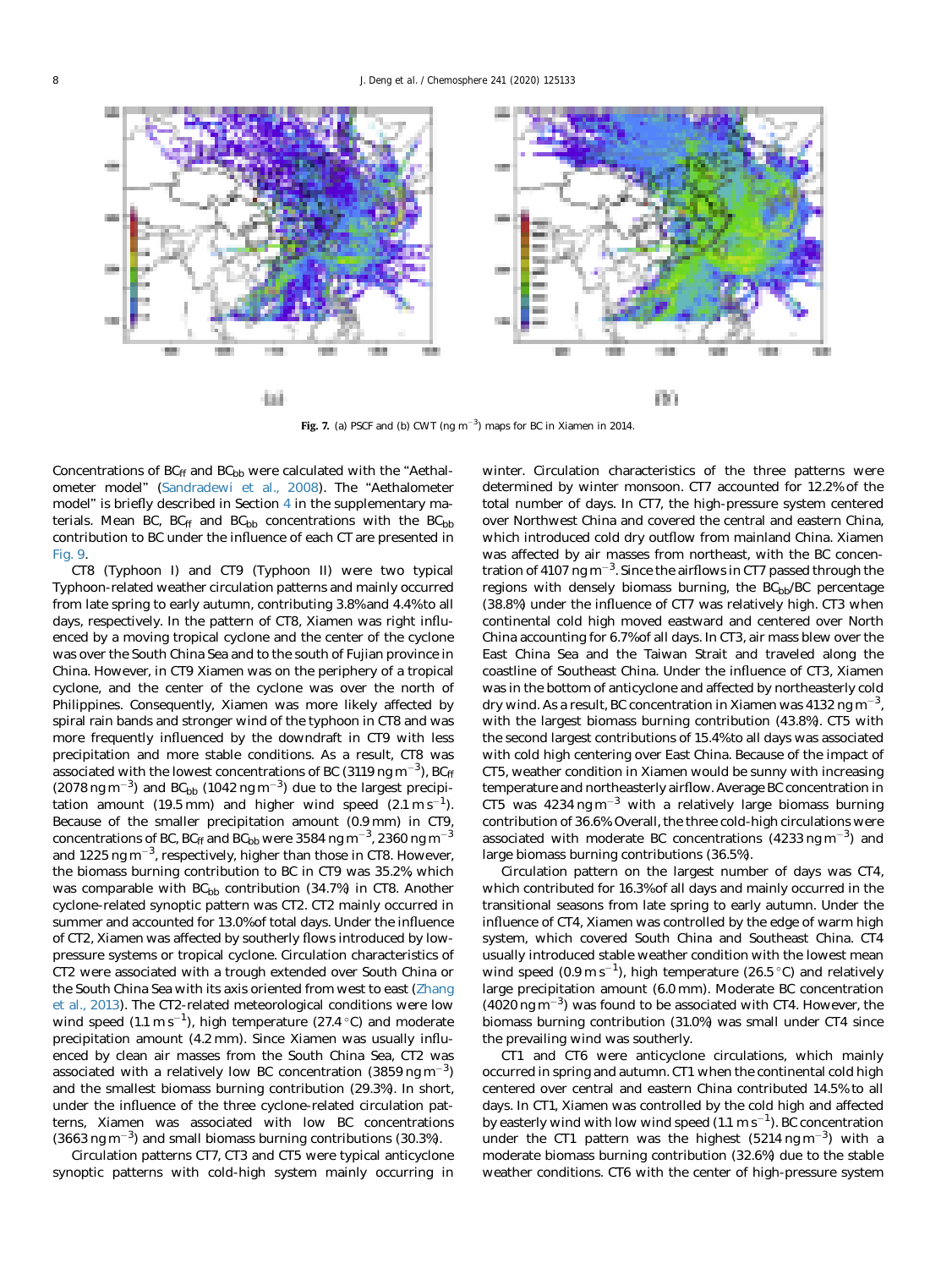Fig. 7. (a) PSCF and (b) CWT (ng $m^{-3}$) maps for BC in Xiamen in 2014.

Concentrations of $BC_{ff}$ and $BC_{bb}$ were calculated with the "Aethalometer model" (Sandradewi et al., 2008). The "Aethalometer model" is briefly described in Section 4 in the supplementary materials. Mean BC, $BC_{ff}$ and $BC_{bb}$ concentrations with the $BC_{bb}$ contribution to BC under the influence of each CT are presented in Fig. 9.

CT8 (Typhoon I) and CT9 (Typhoon II) were two typical Typhoon-related weather circulation patterns and mainly occurred from late spring to early autumn, contributing 3.8% and 4.4% to all days, respectively. In the pattern of CT8, Xiamen was right influenced by a moving tropical cyclone and the center of the cyclone was over the South China Sea and to the south of Fujian province in China. However, in CT9 Xiamen was on the periphery of a tropical cyclone, and the center of the cyclone was over the north of Philippines. Consequently, Xiamen was more likely affected by spiral rain bands and stronger wind of the typhoon in CT8 and was more frequently influenced by the downdraft in CT9 with less precipitation and more stable conditions. As a result, CT8 was associated with the lowest concentrations of BC (3119 ng $m^{-3}$), $BC_{ff}$ (2078 ng $m^{-3}$) and $BC_{bb}$ (1042 ng $m^{-3}$) due to the largest precipitation amount (19.5 mm) and higher wind speed (2.1 m $s^{-1}$). Because of the smaller precipitation amount (0.9 mm) in CT9, concentrations of BC, $BC_{ff}$ and $BC_{bb}$ were 3584 ng $m^{-3}$, 2360 ng $m^{-3}$ and 1225 ng $m^{-3}$, respectively, higher than those in CT8. However, the biomass burning contribution to BC in CT9 was 35.2% which was comparable with $BC_{bb}$ contribution (34.7%) in CT8. Another cyclone-related synoptic pattern was CT2. CT2 mainly occurred in summer and accounted for 13.0% of total days. Under the influence of CT2, Xiamen was affected by southerly flows introduced by low-pressure systems or tropical cyclone. Circulation characteristics of CT2 were associated with a trough extended over South China or the South China Sea with its axis oriented from west to east (Zhang et al., 2013). The CT2-related meteorological conditions were low wind speed (1.1 m $s^{-1}$), high temperature (27.4 °C) and moderate precipitation amount (4.2 mm). Since Xiamen was usually influenced by clean air masses from the South China Sea, CT2 was associated with a relatively low BC concentration (3859 ng $m^{-3}$) and the smallest biomass burning contribution (29.3%). In short, under the influence of the three cyclone-related circulation patterns, Xiamen was associated with low BC concentrations (3663 ng $m^{-3}$) and small biomass burning contributions (30.3%).

Circulation patterns CT7, CT3 and CT5 were typical anticyclone synoptic patterns with cold-high system mainly occurring in winter. Circulation characteristics of the three patterns were determined by winter monsoon. CT7 accounted for 12.2% of the total number of days. In CT7, the high-pressure system centered over Northwest China and covered the central and eastern China, which introduced cold dry outflow from mainland China. Xiamen was affected by air masses from northeast, with the BC concentration of 4107 ng $m^{-3}$. Since the airflows in CT7 passed through the regions with densely biomass burning, the $BC_{bb}$/BC percentage (38.8%) under the influence of CT7 was relatively high. CT3 when continental cold high moved eastward and centered over North China accounting for 6.7% of all days. In CT3, air mass blew over the East China Sea and the Taiwan Strait and traveled along the coastline of Southeast China. Under the influence of CT3, Xiamen was in the bottom of anticyclone and affected by northeasterly cold dry wind. As a result, BC concentration in Xiamen was 4132 ng $m^{-3}$, with the largest biomass burning contribution (43.8%). CT5 with the second largest contributions of 15.4% to all days was associated with cold high centering over East China. Because of the impact of CT5, weather condition in Xiamen would be sunny with increasing temperature and northeasterly airflow. Average BC concentration in CT5 was 4234 ng $m^{-3}$ with a relatively large biomass burning contribution of 36.6%. Overall, the three cold-high circulations were associated with moderate BC concentrations (4233 ng $m^{-3}$) and large biomass burning contributions (36.5%).

Circulation pattern on the largest number of days was CT4, which contributed for 16.3% of all days and mainly occurred in the transitional seasons from late spring to early autumn. Under the influence of CT4, Xiamen was controlled by the edge of warm high system, which covered South China and Southeast China. CT4 usually introduced stable weather condition with the lowest mean wind speed (0.9 m $s^{-1}$), high temperature (26.5 °C) and relatively large precipitation amount (6.0 mm). Moderate BC concentration (4020 ng $m^{-3}$) was found to be associated with CT4. However, the biomass burning contribution (31.0%) was small under CT4 since the prevailing wind was southerly.

CT1 and CT6 were anticyclone circulations, which mainly occurred in spring and autumn. CT1 when the continental cold high centered over central and eastern China contributed 14.5% to all days. In CT1, Xiamen was controlled by the cold high and affected by easterly wind with low wind speed (1.1 m $s^{-1}$). BC concentration under the CT1 pattern was the highest (5214 ng $m^{-3}$) with a moderate biomass burning contribution (32.6%) due to the stable weather conditions. CT6 with the center of high-pressure system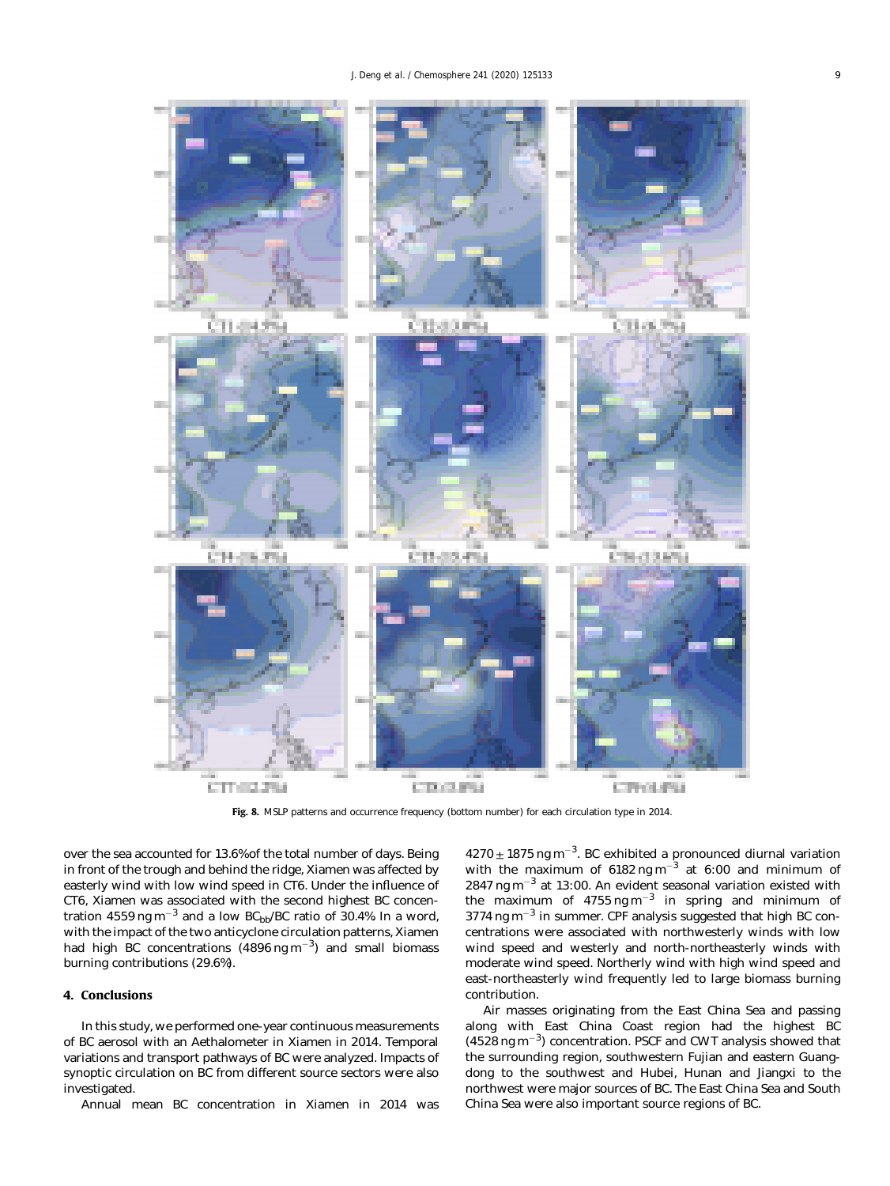Fig. 8. MSLP patterns and occurrence frequency (bottom number) for each circulation type in 2014.

over the sea accounted for 13.6%of the total number of days. Being in front of the trough and behind the ridge, Xiamen was affected by easterly wind with low wind speed in CT6. Under the influence of CT6, Xiamen was associated with the second highest BC concentration 4559 ng $m^{-3}$ and a low $BC_{bb}$/BC ratio of 30.4% In a word, with the impact of the two anticyclone circulation patterns, Xiamen had high BC concentrations (4896 ng $m^{-3}$) and small biomass burning contributions (29.6%).

## 4. Conclusions

In this study, we performed one-year continuous measurements of BC aerosol with an Aethalometer in Xiamen in 2014. Temporal variations and transport pathways of BC were analyzed. Impacts of synoptic circulation on BC from different source sectors were also investigated.

Annual mean BC concentration in Xiamen in 2014 was $4270 \pm 1875$ ng $m^{-3}$. BC exhibited a pronounced diurnal variation with the maximum of 6182 ng $m^{-3}$ at 6:00 and minimum of 2847 ng $m^{-3}$ at 13:00. An evident seasonal variation existed with the maximum of 4755 ng $m^{-3}$ in spring and minimum of 3774 ng $m^{-3}$ in summer. CPF analysis suggested that high BC concentrations were associated with northwesterly winds with low wind speed and westerly and north-northeasterly winds with moderate wind speed. Northerly wind with high wind speed and east-northeasterly wind frequently led to large biomass burning contribution.

Air masses originating from the East China Sea and passing along with East China Coast region had the highest BC (4528 ng $m^{-3}$) concentration. PSCF and CWT analysis showed that the surrounding region, southwestern Fujian and eastern Guangdong to the southwest and Hubei, Hunan and Jiangxi to the northwest were major sources of BC. The East China Sea and South China Sea were also important source regions of BC.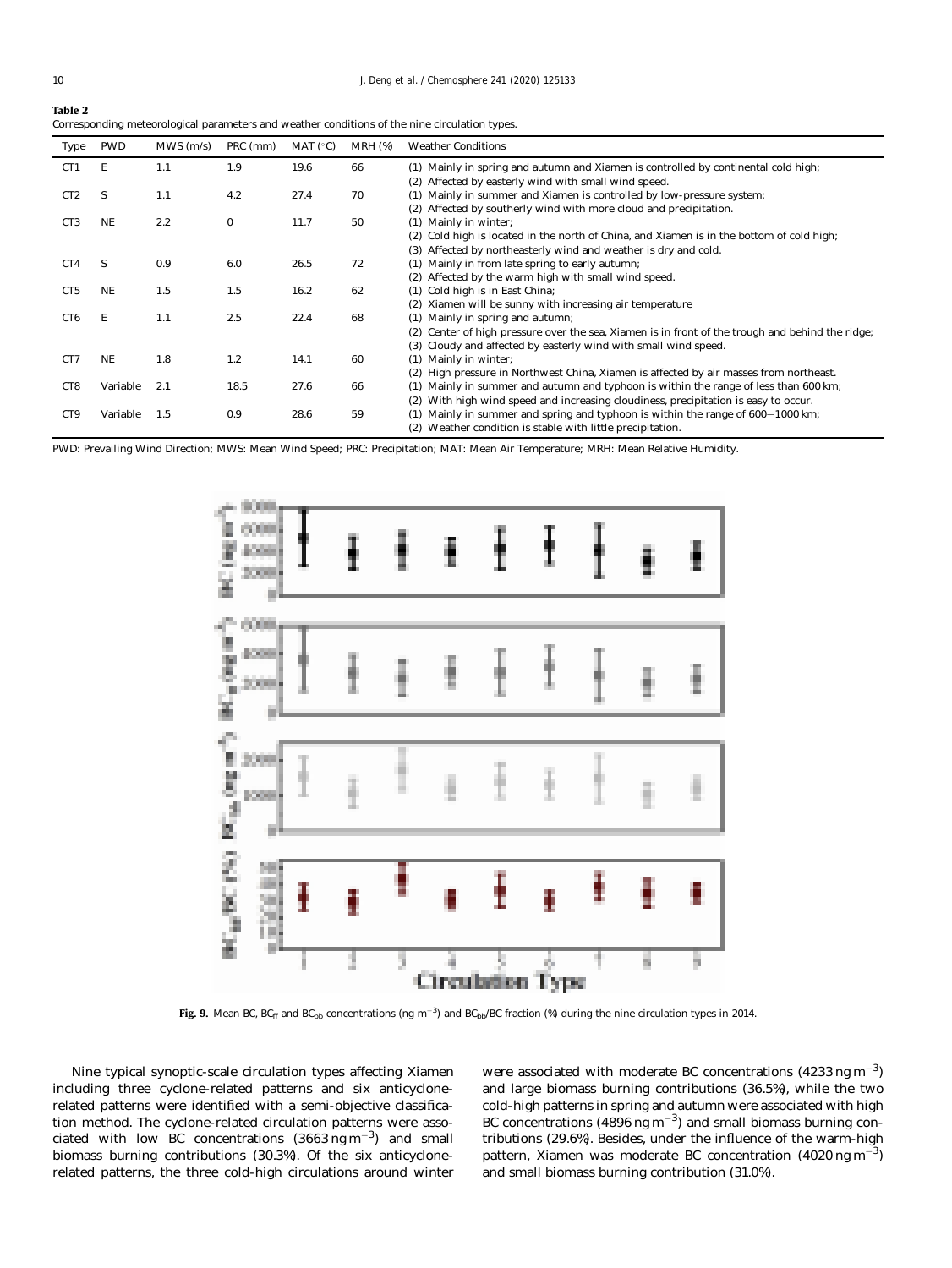**Table 2**
Corresponding meteorological parameters and weather conditions of the nine circulation types.

| Type | PWD | MWS (m/s) | PRC (mm) | MAT (°C) | MRH (%) | Weather Conditions |
|---|---|---|---|---|---|---|
| CT1 | E | 1.1 | 1.9 | 19.6 | 66 | (1) Mainly in spring and autumn and Xiamen is controlled by continental cold high; (2) Affected by easterly wind with small wind speed. |
| CT2 | S | 1.1 | 4.2 | 27.4 | 70 | (1) Mainly in summer and Xiamen is controlled by low-pressure system; (2) Affected by southerly wind with more cloud and precipitation. |
| CT3 | NE | 2.2 | 0 | 11.7 | 50 | (1) Mainly in winter; (2) Cold high is located in the north of China, and Xiamen is in the bottom of cold high; (3) Affected by northeasterly wind and weather is dry and cold. |
| CT4 | S | 0.9 | 6.0 | 26.5 | 72 | (1) Mainly in from late spring to early autumn; (2) Affected by the warm high with small wind speed. |
| CT5 | NE | 1.5 | 1.5 | 16.2 | 62 | (1) Cold high is in East China; (2) Xiamen will be sunny with increasing air temperature |
| CT6 | E | 1.1 | 2.5 | 22.4 | 68 | (1) Mainly in spring and autumn; (2) Center of high pressure over the sea, Xiamen is in front of the trough and behind the ridge; (3) Cloudy and affected by easterly wind with small wind speed. |
| CT7 | NE | 1.8 | 1.2 | 14.1 | 60 | (1) Mainly in winter; (2) High pressure in Northwest China, Xiamen is affected by air masses from northeast. |
| CT8 | Variable | 2.1 | 18.5 | 27.6 | 66 | (1) Mainly in summer and autumn and typhoon is within the range of less than 600 km; (2) With high wind speed and increasing cloudiness, precipitation is easy to occur. |
| CT9 | Variable | 1.5 | 0.9 | 28.6 | 59 | (1) Mainly in summer and spring and typhoon is within the range of 600−1000 km; (2) Weather condition is stable with little precipitation. |

PWD: Prevailing Wind Direction; MWS: Mean Wind Speed; PRC: Precipitation; MAT: Mean Air Temperature; MRH: Mean Relative Humidity.

**Fig. 9.** Mean BC, $BC_{ff}$ and $BC_{bb}$ concentrations (ng $m^{-3}$) and $BC_{bb}$/BC fraction (%) during the nine circulation types in 2014.

Nine typical synoptic-scale circulation types affecting Xiamen including three cyclone-related patterns and six anticyclone-related patterns were identified with a semi-objective classification method. The cyclone-related circulation patterns were associated with low BC concentrations (3663 ng $m^{-3}$) and small biomass burning contributions (30.3%). Of the six anticyclone-related patterns, the three cold-high circulations around winter were associated with moderate BC concentrations (4233 ng $m^{-3}$) and large biomass burning contributions (36.5%), while the two cold-high patterns in spring and autumn were associated with high BC concentrations (4896 ng $m^{-3}$) and small biomass burning contributions (29.6%). Besides, under the influence of the warm-high pattern, Xiamen was moderate BC concentration (4020 ng $m^{-3}$) and small biomass burning contribution (31.0%).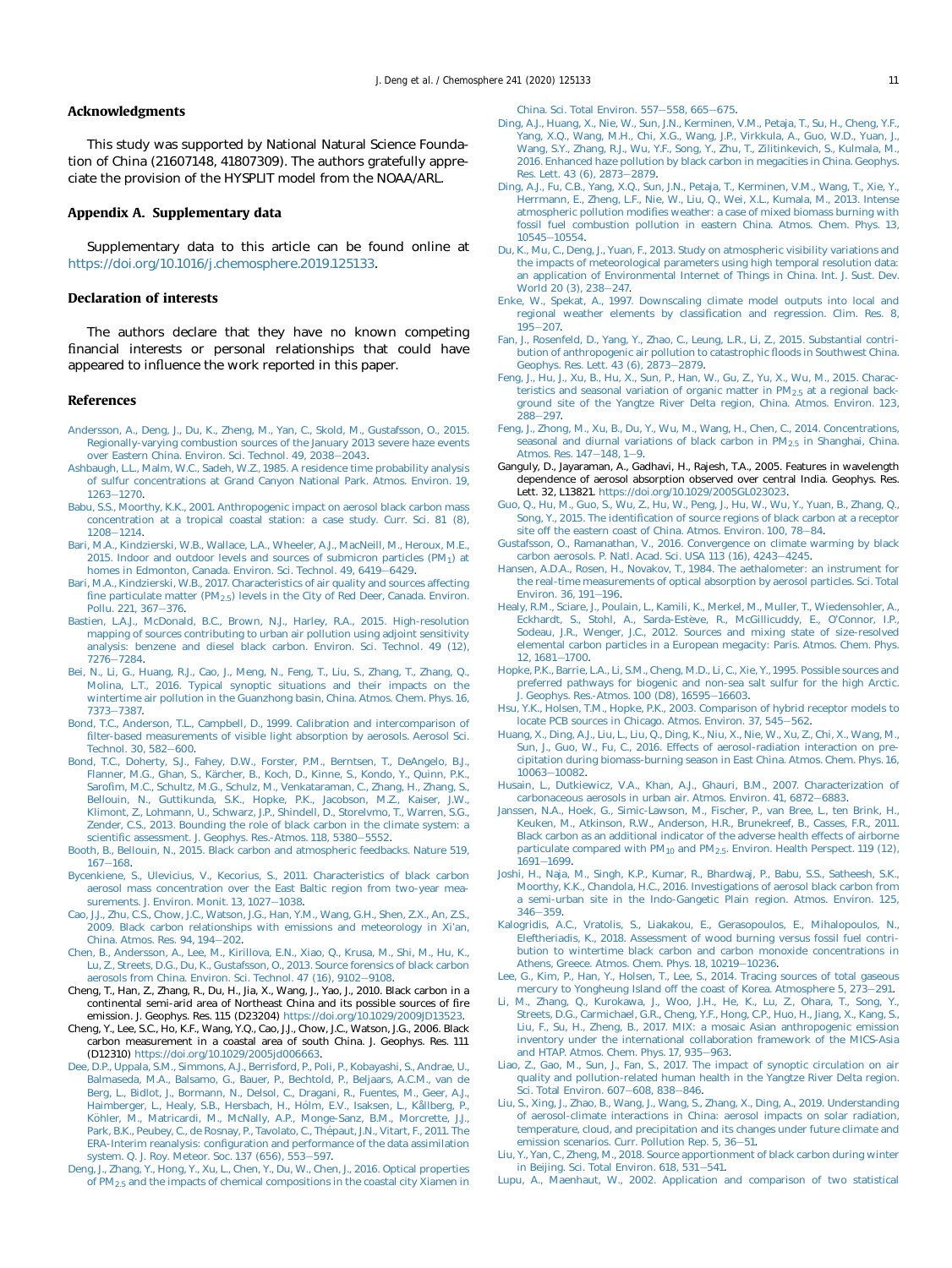## Acknowledgments

This study was supported by National Natural Science Foundation of China (21607148, 41807309). The authors gratefully appreciate the provision of the HYSPLIT model from the NOAA/ARL.

## Appendix A. Supplementary data

Supplementary data to this article can be found online at https://doi.org/10.1016/j.chemosphere.2019.125133.

## Declaration of interests

The authors declare that they have no known competing financial interests or personal relationships that could have appeared to influence the work reported in this paper.

## References

Andersson, A., Deng, J., Du, K., Zheng, M., Yan, C., Skold, M., Gustafsson, O., 2015. Regionally-varying combustion sources of the January 2013 severe haze events over Eastern China. Environ. Sci. Technol. 49, 2038–2043.

Ashbaugh, L.L., Malm, W.C., Sadeh, W.Z., 1985. A residence time probability analysis of sulfur concentrations at Grand Canyon National Park. Atmos. Environ. 19, 1263–1270.

Babu, S.S., Moorthy, K.K., 2001. Anthropogenic impact on aerosol black carbon mass concentration at a tropical coastal station: a case study. Curr. Sci. 81 (8), 1208–1214.

Bari, M.A., Kindzierski, W.B., Wallace, L.A., Wheeler, A.J., MacNeill, M., Heroux, M.E., 2015. Indoor and outdoor levels and sources of submicron particles ($PM_1$) at homes in Edmonton, Canada. Environ. Sci. Technol. 49, 6419–6429.

Bari, M.A., Kindzierski, W.B., 2017. Characteristics of air quality and sources affecting fine particulate matter ($PM_{2.5}$) levels in the City of Red Deer, Canada. Environ. Pollu. 221, 367–376.

Bastien, L.A.J., McDonald, B.C., Brown, N.J., Harley, R.A., 2015. High-resolution mapping of sources contributing to urban air pollution using adjoint sensitivity analysis: benzene and diesel black carbon. Environ. Sci. Technol. 49 (12), 7276–7284.

Bei, N., Li, G., Huang, R.J., Cao, J., Meng, N., Feng, T., Liu, S., Zhang, T., Zhang, Q., Molina, L.T., 2016. Typical synoptic situations and their impacts on the wintertime air pollution in the Guanzhong basin, China. Atmos. Chem. Phys. 16, 7373–7387.

Bond, T.C., Anderson, T.L., Campbell, D., 1999. Calibration and intercomparison of filter-based measurements of visible light absorption by aerosols. Aerosol Sci. Technol. 30, 582–600.

Bond, T.C., Doherty, S.J., Fahey, D.W., Forster, P.M., Berntsen, T., DeAngelo, B.J., Flanner, M.G., Ghan, S., Kärcher, B., Koch, D., Kinne, S., Kondo, Y., Quinn, P.K., Sarofim, M.C., Schultz, M.G., Schulz, M., Venkataraman, C., Zhang, H., Zhang, S., Bellouin, N., Guttikunda, S.K., Hopke, P.K., Jacobson, M.Z., Kaiser, J.W., Klimont, Z., Lohmann, U., Schwarz, J.P., Shindell, D., Storelvmo, T., Warren, S.G., Zender, C.S., 2013. Bounding the role of black carbon in the climate system: a scientific assessment. J. Geophys. Res.-Atmos. 118, 5380–5552.

Booth, B., Bellouin, N., 2015. Black carbon and atmospheric feedbacks. Nature 519, 167–168.

Bycenkiene, S., Ulevicius, V., Kecorius, S., 2011. Characteristics of black carbon aerosol mass concentration over the East Baltic region from two-year measurements. J. Environ. Monit. 13, 1027–1038.

Cao, J.J., Zhu, C.S., Chow, J.C., Watson, J.G., Han, Y.M., Wang, G.H., Shen, Z.X., An, Z.S., 2009. Black carbon relationships with emissions and meteorology in Xi'an, China. Atmos. Res. 94, 194–202.

Chen, B., Andersson, A., Lee, M., Kirillova, E.N., Xiao, Q., Krusa, M., Shi, M., Hu, K., Lu, Z., Streets, D.G., Du, K., Gustafsson, O., 2013. Source forensics of black carbon aerosols from China. Environ. Sci. Technol. 47 (16), 9102–9108.

Cheng, T., Han, Z., Zhang, R., Du, H., Jia, X., Wang, J., Yao, J., 2010. Black carbon in a continental semi-arid area of Northeast China and its possible sources of fire emission. J. Geophys. Res. 115 (D23204) https://doi.org/10.1029/2009JD13523.

Cheng, Y., Lee, S.C., Ho, K.F., Wang, Y.Q., Cao, J.J., Chow, J.C., Watson, J.G., 2006. Black carbon measurement in a coastal area of south China. J. Geophys. Res. 111 (D12310) https://doi.org/10.1029/2005jd006663.

Dee, D.P., Uppala, S.M., Simmons, A.J., Berrisford, P., Poli, P., Kobayashi, S., Andrae, U., Balmaseda, M.A., Balsamo, G., Bauer, P., Bechtold, P., Beljaars, A.C.M., van de Berg, L., Bidlot, J., Bormann, N., Delsol, C., Dragani, R., Fuentes, M., Geer, A.J., Haimberger, L., Healy, S.B., Hersbach, H., Hólm, E.V., Isaksen, L., Kållberg, P., Köhler, M., Matricardi, M., McNally, A.P., Monge-Sanz, B.M., Morcrette, J.J., Park, B.K., Peubey, C., de Rosnay, P., Tavolato, C., Thépaut, J.N., Vitart, F., 2011. The ERA-Interim reanalysis: configuration and performance of the data assimilation system. Q. J. Roy. Meteor. Soc. 137 (656), 553–597.

Deng, J., Zhang, Y., Hong, Y., Xu, L., Chen, Y., Du, W., Chen, J., 2016. Optical properties of $PM_{2.5}$ and the impacts of chemical compositions in the coastal city Xiamen in China. Sci. Total Environ. 557–558, 665–675.

Ding, A.J., Huang, X., Nie, W., Sun, J.N., Kerminen, V.M., Petaja, T., Su, H., Cheng, Y.F., Yang, X.Q., Wang, M.H., Chi, X.G., Wang, J.P., Virkkula, A., Guo, W.D., Yuan, J., Wang, S.Y., Zhang, R.J., Wu, Y.F., Song, Y., Zhu, T., Zilitinkevich, S., Kulmala, M., 2016. Enhanced haze pollution by black carbon in megacities in China. Geophys. Res. Lett. 43 (6), 2873–2879.

Ding, A.J., Fu, C.B., Yang, X.Q., Sun, J.N., Petaja, T., Kerminen, V.M., Wang, T., Xie, Y., Herrmann, E., Zheng, L.F., Nie, W., Liu, Q., Wei, X.L., Kumala, M., 2013. Intense atmospheric pollution modifies weather: a case of mixed biomass burning with fossil fuel combustion pollution in eastern China. Atmos. Chem. Phys. 13, 10545–10554.

Du, K., Mu, C., Deng, J., Yuan, F., 2013. Study on atmospheric visibility variations and the impacts of meteorological parameters using high temporal resolution data: an application of Environmental Internet of Things in China. Int. J. Sust. Dev. World 20 (3), 238–247.

Enke, W., Spekat, A., 1997. Downscaling climate model outputs into local and regional weather elements by classification and regression. Clim. Res. 8, 195–207.

Fan, J., Rosenfeld, D., Yang, Y., Zhao, C., Leung, L.R., Li, Z., 2015. Substantial contribution of anthropogenic air pollution to catastrophic floods in Southwest China. Geophys. Res. Lett. 43 (6), 2873–2879.

Feng, J., Hu, J., Xu, B., Hu, X., Sun, P., Han, W., Gu, Z., Yu, X., Wu, M., 2015. Characteristics and seasonal variation of organic matter in $PM_{2.5}$ at a regional background site of the Yangtze River Delta region, China. Atmos. Environ. 123, 288–297.

Feng, J., Zhong, M., Xu, B., Du, Y., Wu, M., Wang, H., Chen, C., 2014. Concentrations, seasonal and diurnal variations of black carbon in $PM_{2.5}$ in Shanghai, China. Atmos. Res. 147–148, 1–9.

Ganguly, D., Jayaraman, A., Gadhavi, H., Rajesh, T.A., 2005. Features in wavelength dependence of aerosol absorption observed over central India. Geophys. Res. Lett. 32, L13821. https://doi.org/10.1029/2005GL023023.

Guo, Q., Hu, M., Guo, S., Wu, Z., Hu, W., Peng, J., Hu, W., Wu, Y., Yuan, B., Zhang, Q., Song, Y., 2015. The identification of source regions of black carbon at a receptor site off the eastern coast of China. Atmos. Environ. 100, 78–84.

Gustafsson, O., Ramanathan, V., 2016. Convergence on climate warming by black carbon aerosols. P. Natl. Acad. Sci. USA 113 (16), 4243–4245.

Hansen, A.D.A., Rosen, H., Novakov, T., 1984. The aethalometer: an instrument for the real-time measurements of optical absorption by aerosol particles. Sci. Total Environ. 36, 191–196.

Healy, R.M., Sciare, J., Poulain, L., Kamili, K., Merkel, M., Muller, T., Wiedensohler, A., Eckhardt, S., Stohl, A., Sarda-Estève, R., McGillicuddy, E., O'Connor, I.P., Sodeau, J.R., Wenger, J.C., 2012. Sources and mixing state of size-resolved elemental carbon particles in a European megacity: Paris. Atmos. Chem. Phys. 12, 1681–1700.

Hopke, P.K., Barrie, L.A., Li, S.M., Cheng, M.D., Li, C., Xie, Y., 1995. Possible sources and preferred pathways for biogenic and non-sea salt sulfur for the high Arctic. J. Geophys. Res.-Atmos. 100 (D8), 16595–16603.

Hsu, Y.K., Holsen, T.M., Hopke, P.K., 2003. Comparison of hybrid receptor models to locate PCB sources in Chicago. Atmos. Environ. 37, 545–562.

Huang, X., Ding, A.J., Liu, L., Liu, Q., Ding, K., Niu, X., Nie, W., Xu, Z., Chi, X., Wang, M., Sun, J., Guo, W., Fu, C., 2016. Effects of aerosol-radiation interaction on precipitation during biomass-burning season in East China. Atmos. Chem. Phys. 16, 10063–10082.

Husain, L., Dutkiewicz, V.A., Khan, A.J., Ghauri, B.M., 2007. Characterization of carbonaceous aerosols in urban air. Atmos. Environ. 41, 6872–6883.

Janssen, N.A., Hoek, G., Simic-Lawson, M., Fischer, P., van Bree, L., ten Brink, H., Keuken, M., Atkinson, R.W., Anderson, H.R., Brunekreef, B., Casses, F.R., 2011. Black carbon as an additional indicator of the adverse health effects of airborne particulate compared with $PM_{10}$ and $PM_{2.5}$. Environ. Health Perspect. 119 (12), 1691–1699.

Joshi, H., Naja, M., Singh, K.P., Kumar, R., Bhardwaj, P., Babu, S.S., Satheesh, S.K., Moorthy, K.K., Chandola, H.C., 2016. Investigations of aerosol black carbon from a semi-urban site in the Indo-Gangetic Plain region. Atmos. Environ. 125, 346–359.

Kalogridis, A.C., Vratolis, S., Liakakou, E., Gerasopoulos, E., Mihalopoulos, N., Eleftheriadis, K., 2018. Assessment of wood burning versus fossil fuel contribution to wintertime black carbon and carbon monoxide concentrations in Athens, Greece. Atmos. Chem. Phys. 18, 10219–10236.

Lee, G., Kim, P., Han, Y., Holsen, T., Lee, S., 2014. Tracing sources of total gaseous mercury to Yongheung Island off the coast of Korea. Atmosphere 5, 273–291.

Li, M., Zhang, Q., Kurokawa, J., Woo, J.H., He, K., Lu, Z., Ohara, T., Song, Y., Streets, D.G., Carmichael, G.R., Cheng, Y.F., Hong, C.P., Huo, H., Jiang, X., Kang, S., Liu, F., Su, H., Zheng, B., 2017. MIX: a mosaic Asian anthropogenic emission inventory under the international collaboration framework of the MICS-Asia and HTAP. Atmos. Chem. Phys. 17, 935–963.

Liao, Z., Gao, M., Sun, J., Fan, S., 2017. The impact of synoptic circulation on air quality and pollution-related human health in the Yangtze River Delta region. Sci. Total Environ. 607–608, 838–846.

Liu, S., Xing, J., Zhao, B., Wang, J., Wang, S., Zhang, X., Ding, A., 2019. Understanding of aerosol-climate interactions in China: aerosol impacts on solar radiation, temperature, cloud, and precipitation and its changes under future climate and emission scenarios. Curr. Pollution Rep. 5, 36–51.

Liu, Y., Yan, C., Zheng, M., 2018. Source apportionment of black carbon during winter in Beijing. Sci. Total Environ. 618, 531–541.

Lupu, A., Maenhaut, W., 2002. Application and comparison of two statistical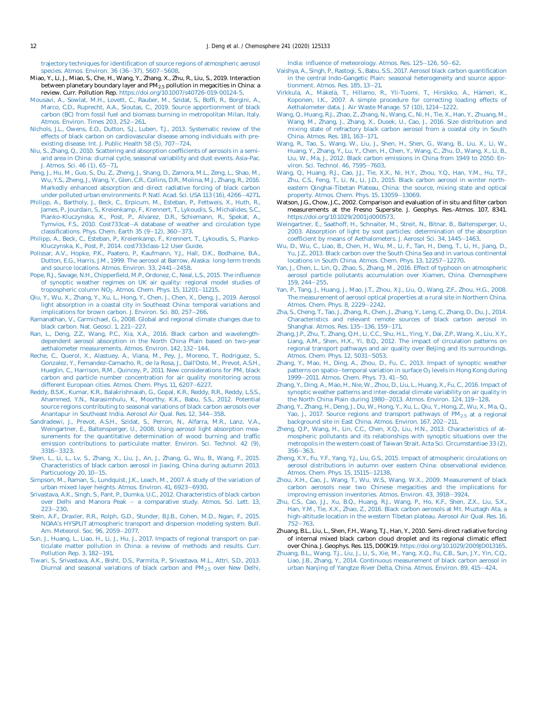trajectory techniques for identification of source regions of atmospheric aerosol species. Atmos. Environ. 36 (36–37), 5607–5608.

Miao, Y., Li, J., Miao, S., Che, H., Wang, Y., Zhang, X., Zhu, R., Liu, S., 2019. Interaction between planetary boundary layer and $PM_{2.5}$ pollution in megacities in China: a review. Curr. Pollution Rep. https://doi.org/10.1007/s40726-019-00124-5.

Mousavi, A., Sowlat, M.H., Lovett, C., Rauber, M., Szidat, S., Boffi, R., Borgini, A., Marco, C.D., Ruprecht, A.A., Sioutas, C., 2019. Source apportionment of black carbon (BC) from fossil fuel and biomass burning in metropolitan Milan, Italy. Atmos. Environ. Times 203, 252–261.

Nichols, J.L., Owens, E.O., Dutton, S.J., Luben, T.J., 2013. Systematic review of the effects of black carbon on cardiovascular disease among individuals with pre-existing disease. Int. J. Public Health 58 (5), 707–724.

Niu, S., Zhang, Q., 2010. Scattering and absorption coefficients of aerosols in a semi-arid area in China: diurnal cycle, seasonal variability and dust events. Asia-Pac. J. Atmos. Sci. 46 (1), 65–71.

Peng, J., Hu, M., Guo, S., Du, Z., Zheng, J., Shang, D., Zamora, M.L., Zeng, L., Shao, M., Wu, Y.S., Zheng, J., Wang, Y., Glen, C.R., Collins, D.R., Molina, M.J., Zhang, R., 2016. Markedly enhanced absorption and direct radiative forcing of black carbon under polluted urban environments. P. Natl. Acad. Sci. USA 113 (16), 4266–4271.

Philipp, A., Bartholy, J., Beck, C., Erpicum, M., Esteban, P., Fettweis, X., Huth, R., James, P., Jourdain, S., Kreienkamp, F., Krennert, T., Lykoudis, S., Michalides, S.C., Pianko-Kluczynska, K., Post, P., Alvarez, D.R., Schiemann, R., Spekat, A., Tymvios, F.S., 2010. Cost733cat–A database of weather and circulation type classifications. Phys. Chem. Earth 35 (9–12), 360–373.

Philipp, A., Beck, C., Esteban, P., Kreienkamp, F., Krennert, T., Lykoudis, S., Pianko-Kluczynska, K., Post, P., 2014. cost733class-1.2 User Guide.

Polissar, A.V., Hopke, P.K., Paatero, P., Kaufmann, Y.J., Hall, D.K., Bodhaine, B.A., Dutton, E.G., Harris, J.M., 1999. The aerosol at Barrow, Alaska: long-term trends and source locations. Atmos. Environ. 33, 2441–2458.

Pope, R.J., Savage, N.H., Chipperfield, M.P., Ordonez, C., Neal, L.S., 2015. The influence of synoptic weather regimes on UK air quality: regional model studies of tropospheric column $NO_2$. Atmos. Chem. Phys. 15, 11201–11215.

Qiu, Y., Wu, X., Zhang, Y., Xu, L., Hong, Y., Chen, J., Chen, X., Deng, J., 2019. Aerosol light absorption in a coastal city in Southeast China: temporal variations and implications for brown carbon. J. Environ. Sci. 80, 257–266.

Ramanathan, V., Carmichael, G., 2008. Global and regional climate changes due to black carbon. Nat. Geosci. 1, 221–227.

Ran, L., Deng, Z.Z., Wang, P.C., Xia, X.A., 2016. Black carbon and wavelength-dependent aerosol absorption in the North China Plain based on two-year aethalometer measurements. Atmos. Environ. 142, 132–144.

Reche, C., Querol, X., Alastuey, A., Viana, M., Pey, J., Moreno, T., Rodriguez, S., Gonzalez, Y., Fernandez-Camacho, R., de la Rosa, J., Dall'Osto, M., Prevot, A.S.H., Hueglin, C., Harrison, R.M., Quincey, P., 2011. New considerations for PM, black carbon and particle number concentration for air quality monitoring across different European cities. Atmos. Chem. Phys. 11, 6207–6227.

Reddy, B.S.K., Kumar, K.R., Balakrishnaiah, G., Gopal, K.R., Reddy, R.R., Reddy, L.S.S., Ahammed, Y.N., Narasimhulu, K., Moorthy, K.K., Babu, S.S., 2012. Potential source regions contributing to seasonal variations of black carbon aerosols over Anantapur in Southeast India. Aerosol Air Qual. Res. 12, 344–358.

Sandradewi, J., Prevot, A.S.H., Szidat, S., Perron, N., Alfarra, M.R., Lanz, V.A., Weingartner, E., Baltensperger, U., 2008. Using aerosol light absorption measurements for the quantitative determination of wood burning and traffic emission contributions to particulate matter. Environ. Sci. Technol. 42 (9), 3316–3323.

Shen, L., Li, L., Lv, S., Zhang, X., Liu, J., An, J., Zhang, G., Wu, B., Wang, F., 2015. Characteristics of black carbon aerosol in Jiaxing, China during autumn 2013. Particuology 20, 10–15.

Simpson, M., Raman, S., Lundquist, J.K., Leach, M., 2007. A study of the variation of urban mixed layer heights. Atmos. Environ. 41, 6923–6930.

Srivastava, A.K., Singh, S., Pant, P., Dumka, U.C., 2012. Characteristics of black carbon over Delhi and Manora Peak – a comparative study. Atmos. Sci. Lett. 13, 223–230.

Stein, A.F., Draxler, R.R., Rolph, G.D., Stunder, B.J.B., Cohen, M.D., Ngan, F., 2015. NOAA's HYSPLIT atmospheric transport and dispersion modeling system. Bull. Am. Meteorol. Soc. 96, 2059–2077.

Sun, J., Huang, L., Liao, H., Li, J., Hu, J., 2017. Impacts of regional transport on particulate matter pollution in China: a review of methods and results. Curr. Pollution Rep. 3, 182–191.

Tiwari, S., Srivastava, A.K., Bisht, D.S., Parmita, P., Srivastava, M.L., Attri, S.D., 2013. Diurnal and seasonal variations of black carbon and $PM_{2.5}$ over New Delhi, India: influence of meteorology. Atmos. Res. 125–126, 50–62.

Vaishya, A., Singh, P., Rastogi, S., Babu, S.S., 2017. Aerosol black carbon quantification in the central Indo-Gangetic Plain: seasonal heterogeneity and source apportionment. Atmos. Res. 185, 13–21.

Virkkula, A., Mäkelä, T., Hillamo, R., Yli-Tuomi, T., Hirsikko, A., Hämeri, K., Koponen, I.K., 2007. A simple procedure for correcting loading effects of Aethalometer data. J. Air Waste Manage. 57 (10), 1214–1222.

Wang, Q., Huang, R.J., Zhao, Z., Zhang, N., Wang, C., Ni, H., Tie, X., Han, Y., Zhuang, M., Wang, M., Zhang, J., Zhang, X., Dusek, U., Cao, J., 2016. Size distribution and mixing state of refractory black carbon aerosol from a coastal city in South China. Atmos. Res. 181, 163–171.

Wang, R., Tao, S., Wang, W., Liu, J., Shen, H., Shen, G., Wang, B., Liu, X., Li, W., Huang, Y., Zhang, Y., Lu, Y., Chen, H., Chen, Y., Wang, C., Zhu, D., Wang, X., Li, B., Liu, W., Ma, J., 2012. Black carbon emissions in China from 1949 to 2050. Environ. Sci. Technol. 46, 7595–7603.

Wang, Q., Huang, R.J., Cao, J.J., Tie, X.X., Ni, H.Y., Zhou, Y.Q., Han, Y.M., Hu, T.F., Zhu, C.S., Feng, T., Li, N., Li, J.D., 2015. Black carbon aerosol in winter northeastern Qinghai-Tibetan Plateau, China: the source, mixing state and optical property. Atmos. Chem. Phys. 15, 13059–13069.

Watson, J.G., Chow, J.C., 2002. Comparison and evaluation of in situ and filter carbon measurements at the Fresno Supersite. J. Geophys. Res.-Atmos. 107, 8341. https://doi.org/10.1029/2001jd000573.

Weingartner, E., Saathoff, H., Schnaiter, M., Streit, N., Bitnar, B., Baltensperger, U., 2003. Absorption of light by soot particles: determination of the absorption coefficient by means of Aethalometers. J. Aerosol Sci. 34, 1445–1463.

Wu, D., Wu, C., Liao, B., Chen, H., Wu, M., Li, F., Tan, H., Deng, T., Li, H., Jiang, D., Yu, J.Z., 2013. Black carbon over the South China Sea and in various continental locations in South China. Atmos. Chem. Phys. 13, 12257–12270.

Yan, J., Chen, L., Lin, Q., Zhao, S., Zhang, M., 2016. Effect of typhoon on atmospheric aerosol particle pollutants accumulation over Xiamen, China. Chemosphere 159, 244–255.

Yan, P., Tang, J., Huang, J., Mao, J.T., Zhou, X.J., Liu, Q., Wang, Z.F., Zhou, H.G., 2008. The measurement of aerosol optical properties at a rural site in Northern China. Atmos. Chem. Phys. 8, 2229–2242.

Zha, S., Cheng, T., Tao, J., Zhang, R., Chen, J., Zhang, Y., Leng, C., Zhang, D., Du, J., 2014. Characteristics and relevant remote sources of black carbon aerosol in Shanghai. Atmos. Res. 135–136, 159–171.

Zhang, J.P., Zhu, T., Zhang, Q.H., Li, C.C., Shu, H.L., Ying, Y., Dai, Z.P., Wang, X., Liu, X.Y., Liang, A.M., Shen, H.X., Yi, B.Q., 2012. The impact of circulation patterns on regional transport pathways and air quality over Beijing and its surroundings. Atmos. Chem. Phys. 12, 5031–5053.

Zhang, Y., Mao, H., Ding, A., Zhou, D., Fu, C., 2013. Impact of synoptic weather patterns on spatio–temporal variation in surface $O_3$ levels in Hong Kong during 1999–2011. Atmos. Chem. Phys. 73, 41–50.

Zhang, Y., Ding, A., Mao, H., Nie, W., Zhou, D., Liu, L., Huang, X., Fu, C., 2016. Impact of synoptic weather patterns and inter-decadal climate variability on air quality in the North China Plain during 1980–2013. Atmos. Environ. 124, 119–128.

Zhang, Y., Zhang, H., Deng, J., Du, W., Hong, Y., Xu, L., Qiu, Y., Hong, Z., Wu, X., Ma, Q., Yao, J., 2017. Source regions and transport pathways of $PM_{2.5}$ at a regional background site in East China. Atmos. Environ. 167, 202–211.

Zheng, Q.P., Wang, H., Lin, C.C., Chen, X.Q., Liu, H.N., 2013. Characteristics of atmospheric pollutants and its relationships with synoptic situations over the metropolis in the western coast of Taiwan Strait. Acta Sci. Circumstantiae 33 (2), 356–363.

Zheng, X.Y., Fu, Y.F., Yang, Y.J., Liu, G.S., 2015. Impact of atmospheric circulations on aerosol distributions in autumn over eastern China: observational evidence. Atmos. Chem. Phys. 15, 15115–12138.

Zhou, X.H., Cao, J., Wang, T., Wu, W.S., Wang, W.X., 2009. Measurement of black carbon aerosols near two Chinese megacities and the implications for improving emission inventories. Atmos. Environ. 43, 3918–3924.

Zhu, C.S., Cao, J.J., Xu, B.Q., Huang, R.J., Wang, P., Ho, K.F., Shen, Z.X., Liu, S.X., Han, Y.M., Tie, X.X., Zhao, Z., 2016. Black carbon aerosols at Mt. Muztagh Ata, a high-altitude location in the western Tibetan plateau. Aerosol Air Qual. Res. 16, 752–763.

Zhuang, B.L., Liu, L., Shen, F.H., Wang, T.J., Han, Y., 2010. Semi-direct radiative forcing of internal mixed black carbon cloud droplet and its regional climatic effect over China. J. Geophys. Res. 115, D00K19. https://doi.org/10.1029/2009JD013165.

Zhuang, B.L., Wang, T.J., Liu, J., Li, S., Xie, M., Yang, X.Q., Fu, C.B., Sun, J.Y., Yin, C.Q., Liao, J.B., Zhang, Y., 2014. Continuous measurement of black carbon aerosol in urban Nanjing of Yangtze River Delta, China. Atmos. Environ. 89, 415–424.